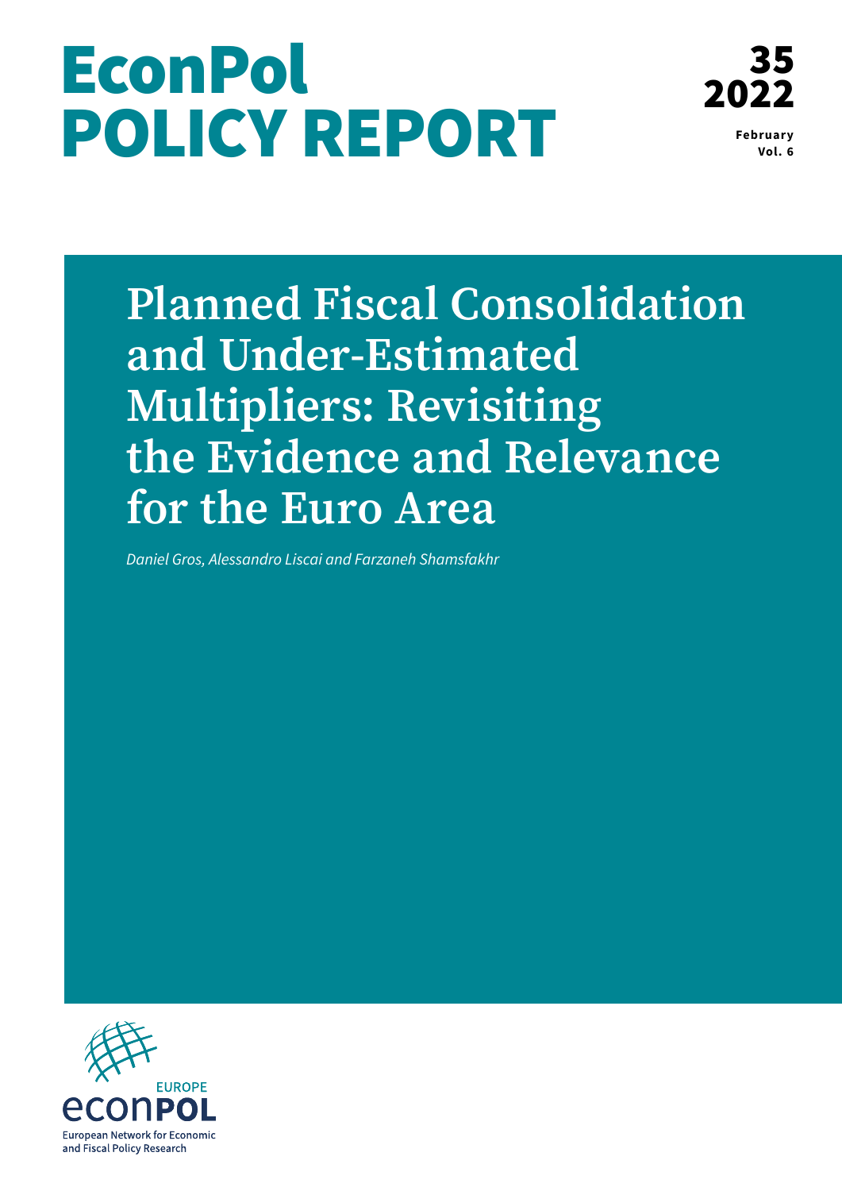# EconPol POLICY REPORT

35
2022

February
Vol. 6

# Planned Fiscal Consolidation and Under-Estimated Multipliers: Revisiting the Evidence and Relevance for the Euro Area

*Daniel Gros, Alessandro Liscai and Farzaneh Shamsfakhr*

EUROPE
econPOL
European Network for Economic and Fiscal Policy Research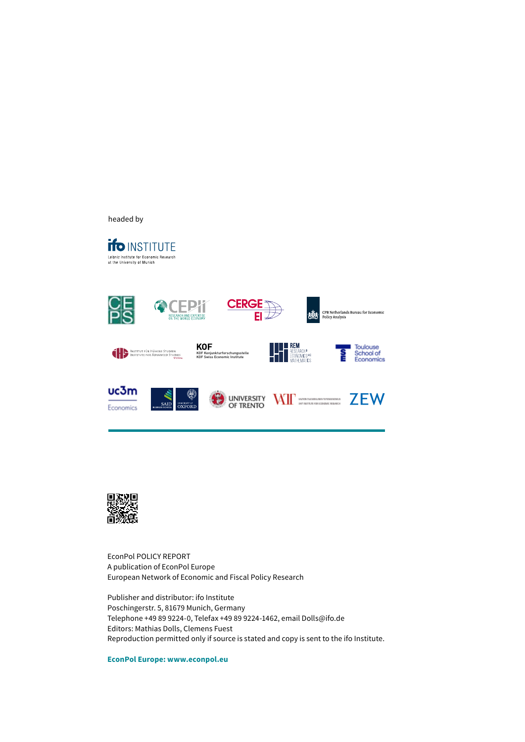headed by

ifo INSTITUTE
Leibniz Institute for Economic Research at the University of Munich

EconPol POLICY REPORT
A publication of EconPol Europe
European Network of Economic and Fiscal Policy Research

Publisher and distributor: ifo Institute
Poschingerstr. 5, 81679 Munich, Germany
Telephone +49 89 9224-0, Telefax +49 89 9224-1462, email Dolls@ifo.de
Editors: Mathias Dolls, Clemens Fuest
Reproduction permitted only if source is stated and copy is sent to the ifo Institute.

**EconPol Europe: www.econpol.eu**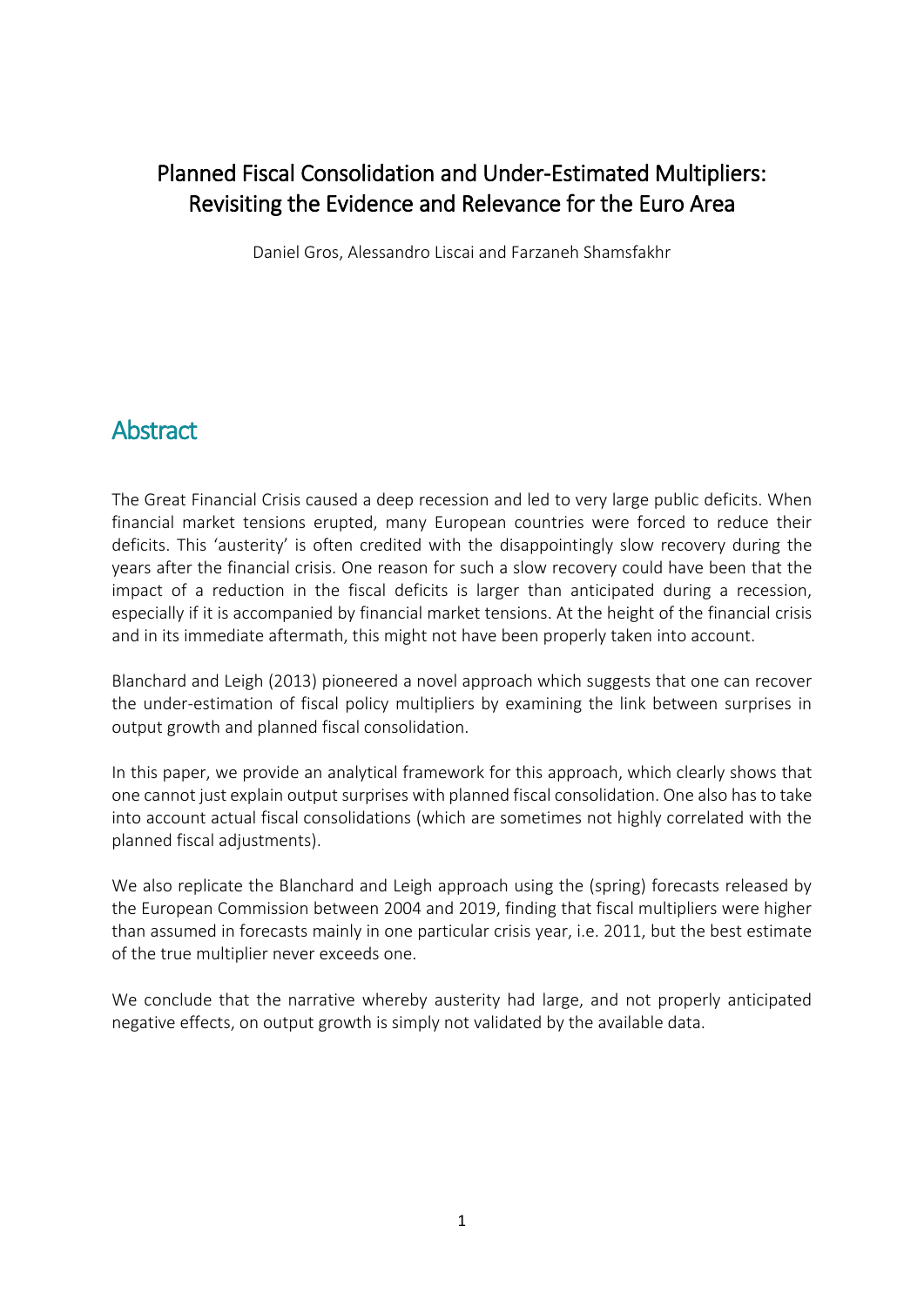# Planned Fiscal Consolidation and Under-Estimated Multipliers: Revisiting the Evidence and Relevance for the Euro Area

Daniel Gros, Alessandro Liscai and Farzaneh Shamsfakhr

## Abstract

The Great Financial Crisis caused a deep recession and led to very large public deficits. When financial market tensions erupted, many European countries were forced to reduce their deficits. This 'austerity' is often credited with the disappointingly slow recovery during the years after the financial crisis. One reason for such a slow recovery could have been that the impact of a reduction in the fiscal deficits is larger than anticipated during a recession, especially if it is accompanied by financial market tensions. At the height of the financial crisis and in its immediate aftermath, this might not have been properly taken into account.

Blanchard and Leigh (2013) pioneered a novel approach which suggests that one can recover the under-estimation of fiscal policy multipliers by examining the link between surprises in output growth and planned fiscal consolidation.

In this paper, we provide an analytical framework for this approach, which clearly shows that one cannot just explain output surprises with planned fiscal consolidation. One also has to take into account actual fiscal consolidations (which are sometimes not highly correlated with the planned fiscal adjustments).

We also replicate the Blanchard and Leigh approach using the (spring) forecasts released by the European Commission between 2004 and 2019, finding that fiscal multipliers were higher than assumed in forecasts mainly in one particular crisis year, i.e. 2011, but the best estimate of the true multiplier never exceeds one.

We conclude that the narrative whereby austerity had large, and not properly anticipated negative effects, on output growth is simply not validated by the available data.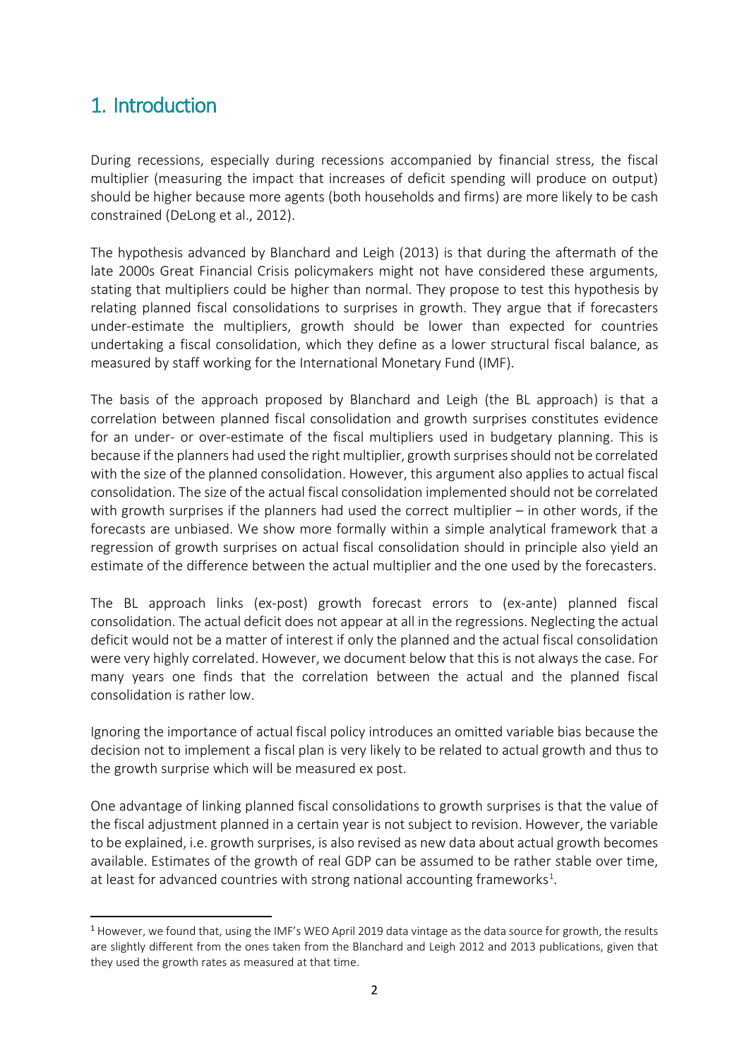## 1. Introduction

During recessions, especially during recessions accompanied by financial stress, the fiscal multiplier (measuring the impact that increases of deficit spending will produce on output) should be higher because more agents (both households and firms) are more likely to be cash constrained (DeLong et al., 2012).

The hypothesis advanced by Blanchard and Leigh (2013) is that during the aftermath of the late 2000s Great Financial Crisis policymakers might not have considered these arguments, stating that multipliers could be higher than normal. They propose to test this hypothesis by relating planned fiscal consolidations to surprises in growth. They argue that if forecasters under-estimate the multipliers, growth should be lower than expected for countries undertaking a fiscal consolidation, which they define as a lower structural fiscal balance, as measured by staff working for the International Monetary Fund (IMF).

The basis of the approach proposed by Blanchard and Leigh (the BL approach) is that a correlation between planned fiscal consolidation and growth surprises constitutes evidence for an under- or over-estimate of the fiscal multipliers used in budgetary planning. This is because if the planners had used the right multiplier, growth surprises should not be correlated with the size of the planned consolidation. However, this argument also applies to actual fiscal consolidation. The size of the actual fiscal consolidation implemented should not be correlated with growth surprises if the planners had used the correct multiplier – in other words, if the forecasts are unbiased. We show more formally within a simple analytical framework that a regression of growth surprises on actual fiscal consolidation should in principle also yield an estimate of the difference between the actual multiplier and the one used by the forecasters.

The BL approach links (ex-post) growth forecast errors to (ex-ante) planned fiscal consolidation. The actual deficit does not appear at all in the regressions. Neglecting the actual deficit would not be a matter of interest if only the planned and the actual fiscal consolidation were very highly correlated. However, we document below that this is not always the case. For many years one finds that the correlation between the actual and the planned fiscal consolidation is rather low.

Ignoring the importance of actual fiscal policy introduces an omitted variable bias because the decision not to implement a fiscal plan is very likely to be related to actual growth and thus to the growth surprise which will be measured ex post.

One advantage of linking planned fiscal consolidations to growth surprises is that the value of the fiscal adjustment planned in a certain year is not subject to revision. However, the variable to be explained, i.e. growth surprises, is also revised as new data about actual growth becomes available. Estimates of the growth of real GDP can be assumed to be rather stable over time, at least for advanced countries with strong national accounting frameworks[1].

[1] However, we found that, using the IMF's WEO April 2019 data vintage as the data source for growth, the results are slightly different from the ones taken from the Blanchard and Leigh 2012 and 2013 publications, given that they used the growth rates as measured at that time.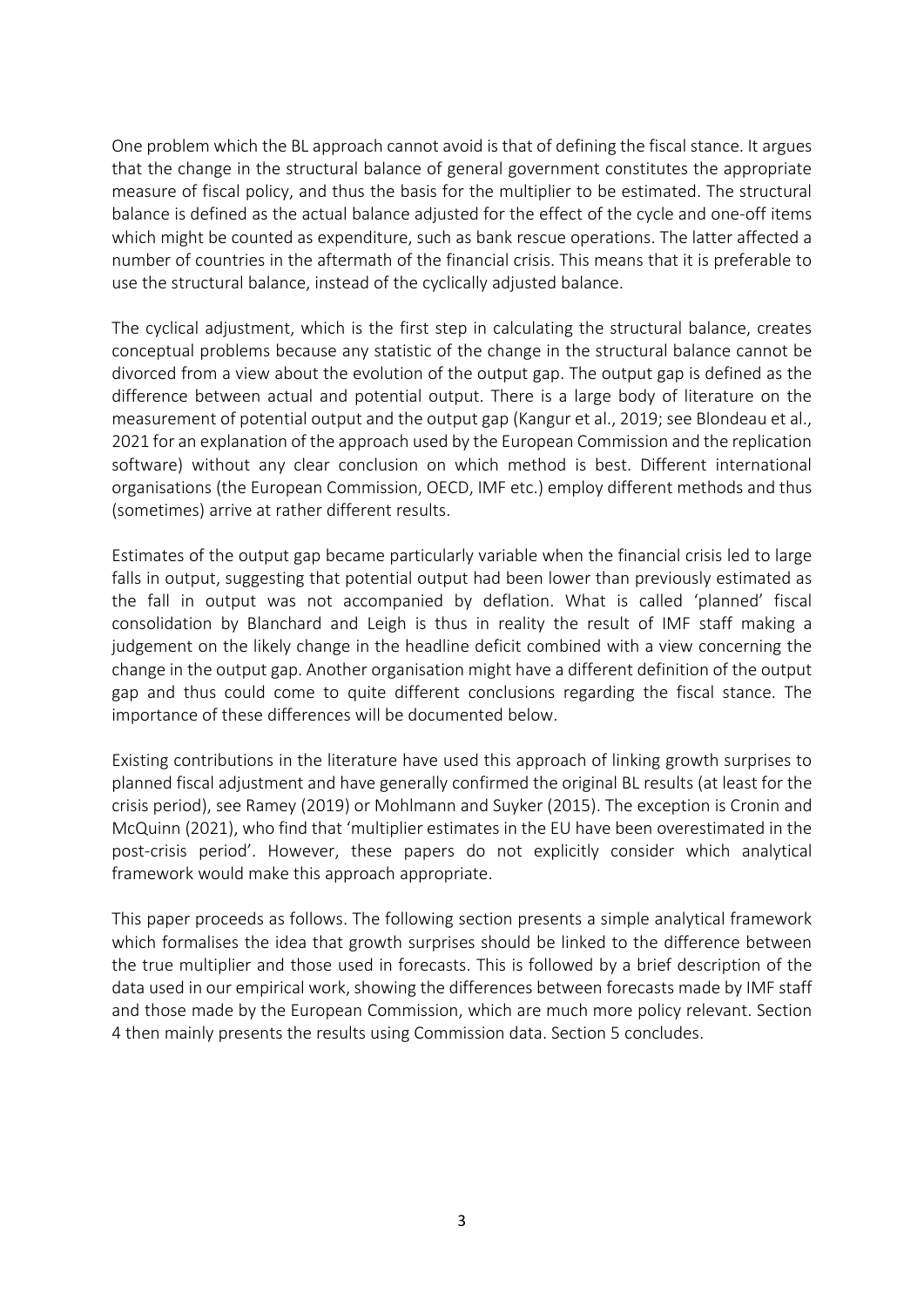One problem which the BL approach cannot avoid is that of defining the fiscal stance. It argues that the change in the structural balance of general government constitutes the appropriate measure of fiscal policy, and thus the basis for the multiplier to be estimated. The structural balance is defined as the actual balance adjusted for the effect of the cycle and one-off items which might be counted as expenditure, such as bank rescue operations. The latter affected a number of countries in the aftermath of the financial crisis. This means that it is preferable to use the structural balance, instead of the cyclically adjusted balance.

The cyclical adjustment, which is the first step in calculating the structural balance, creates conceptual problems because any statistic of the change in the structural balance cannot be divorced from a view about the evolution of the output gap. The output gap is defined as the difference between actual and potential output. There is a large body of literature on the measurement of potential output and the output gap (Kangur et al., 2019; see Blondeau et al., 2021 for an explanation of the approach used by the European Commission and the replication software) without any clear conclusion on which method is best. Different international organisations (the European Commission, OECD, IMF etc.) employ different methods and thus (sometimes) arrive at rather different results.

Estimates of the output gap became particularly variable when the financial crisis led to large falls in output, suggesting that potential output had been lower than previously estimated as the fall in output was not accompanied by deflation. What is called 'planned' fiscal consolidation by Blanchard and Leigh is thus in reality the result of IMF staff making a judgement on the likely change in the headline deficit combined with a view concerning the change in the output gap. Another organisation might have a different definition of the output gap and thus could come to quite different conclusions regarding the fiscal stance. The importance of these differences will be documented below.

Existing contributions in the literature have used this approach of linking growth surprises to planned fiscal adjustment and have generally confirmed the original BL results (at least for the crisis period), see Ramey (2019) or Mohlmann and Suyker (2015). The exception is Cronin and McQuinn (2021), who find that 'multiplier estimates in the EU have been overestimated in the post-crisis period'. However, these papers do not explicitly consider which analytical framework would make this approach appropriate.

This paper proceeds as follows. The following section presents a simple analytical framework which formalises the idea that growth surprises should be linked to the difference between the true multiplier and those used in forecasts. This is followed by a brief description of the data used in our empirical work, showing the differences between forecasts made by IMF staff and those made by the European Commission, which are much more policy relevant. Section 4 then mainly presents the results using Commission data. Section 5 concludes.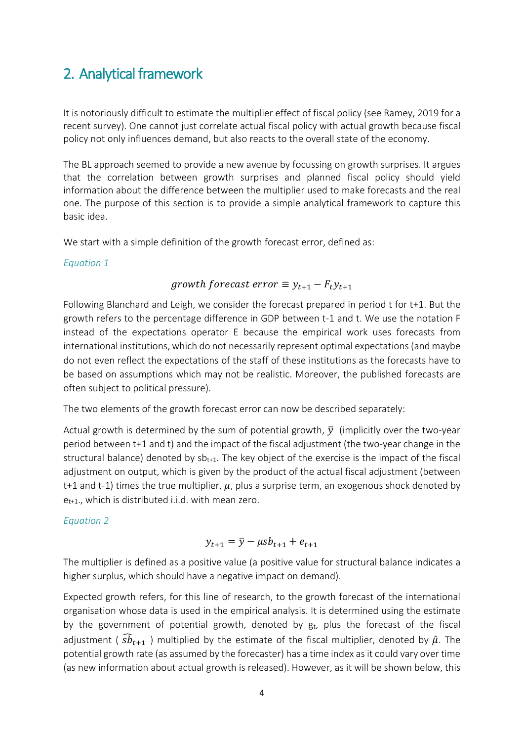## 2. Analytical framework

It is notoriously difficult to estimate the multiplier effect of fiscal policy (see Ramey, 2019 for a recent survey). One cannot just correlate actual fiscal policy with actual growth because fiscal policy not only influences demand, but also reacts to the overall state of the economy.

The BL approach seemed to provide a new avenue by focussing on growth surprises. It argues that the correlation between growth surprises and planned fiscal policy should yield information about the difference between the multiplier used to make forecasts and the real one. The purpose of this section is to provide a simple analytical framework to capture this basic idea.

We start with a simple definition of the growth forecast error, defined as:

*Equation 1*

$$growth\ forecast\ error \equiv y_{t+1} - F_t y_{t+1}$$

Following Blanchard and Leigh, we consider the forecast prepared in period t for t+1. But the growth refers to the percentage difference in GDP between t-1 and t. We use the notation F instead of the expectations operator E because the empirical work uses forecasts from international institutions, which do not necessarily represent optimal expectations (and maybe do not even reflect the expectations of the staff of these institutions as the forecasts have to be based on assumptions which may not be realistic. Moreover, the published forecasts are often subject to political pressure).

The two elements of the growth forecast error can now be described separately:

Actual growth is determined by the sum of potential growth, $\bar{y}$ (implicitly over the two-year period between t+1 and t) and the impact of the fiscal adjustment (the two-year change in the structural balance) denoted by $sb_{t+1}$. The key object of the exercise is the impact of the fiscal adjustment on output, which is given by the product of the actual fiscal adjustment (between t+1 and t-1) times the true multiplier, $\mu$, plus a surprise term, an exogenous shock denoted by $e_{t+1}$., which is distributed i.i.d. with mean zero.

*Equation 2*

$$y_{t+1} = \bar{y} - \mu sb_{t+1} + e_{t+1}$$

The multiplier is defined as a positive value (a positive value for structural balance indicates a higher surplus, which should have a negative impact on demand).

Expected growth refers, for this line of research, to the growth forecast of the international organisation whose data is used in the empirical analysis. It is determined using the estimate by the government of potential growth, denoted by $g_t$, plus the forecast of the fiscal adjustment ( $\widehat{sb}_{t+1}$ ) multiplied by the estimate of the fiscal multiplier, denoted by $\hat{\mu}$. The potential growth rate (as assumed by the forecaster) has a time index as it could vary over time (as new information about actual growth is released). However, as it will be shown below, this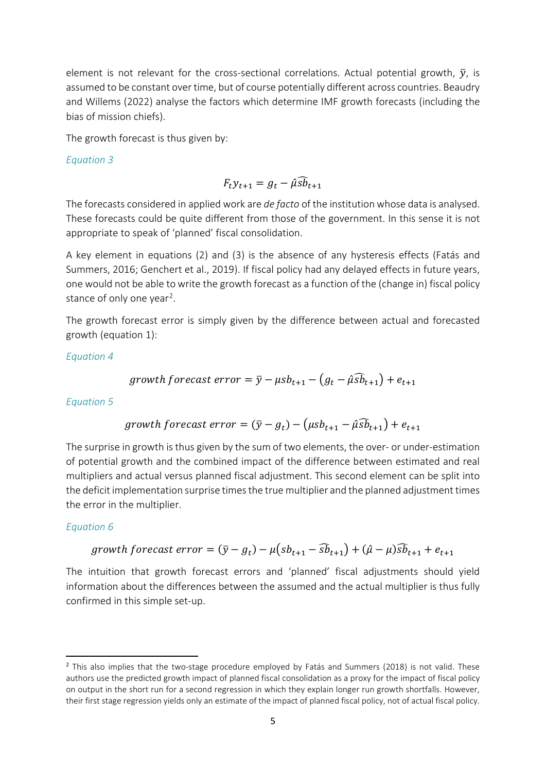element is not relevant for the cross-sectional correlations. Actual potential growth, $\bar{y}$, is assumed to be constant over time, but of course potentially different across countries. Beaudry and Willems (2022) analyse the factors which determine IMF growth forecasts (including the bias of mission chiefs).

The growth forecast is thus given by:

*Equation 3*

$$F_t y_{t+1} = g_t - \hat{\mu}\widehat{sb}_{t+1}$$

The forecasts considered in applied work are *de facto* of the institution whose data is analysed. These forecasts could be quite different from those of the government. In this sense it is not appropriate to speak of 'planned' fiscal consolidation.

A key element in equations (2) and (3) is the absence of any hysteresis effects (Fatás and Summers, 2016; Genchert et al., 2019). If fiscal policy had any delayed effects in future years, one would not be able to write the growth forecast as a function of the (change in) fiscal policy stance of only one year[2].

The growth forecast error is simply given by the difference between actual and forecasted growth (equation 1):

*Equation 4*

$$growth\ forecast\ error = \bar{y} - \mu sb_{t+1} - \left(g_t - \hat{\mu}\widehat{sb}_{t+1}\right) + e_{t+1}$$

*Equation 5*

$$growth\ forecast\ error = (\bar{y} - g_t) - \left(\mu sb_{t+1} - \hat{\mu}\widehat{sb}_{t+1}\right) + e_{t+1}$$

The surprise in growth is thus given by the sum of two elements, the over- or under-estimation of potential growth and the combined impact of the difference between estimated and real multipliers and actual versus planned fiscal adjustment. This second element can be split into the deficit implementation surprise times the true multiplier and the planned adjustment times the error in the multiplier.

*Equation 6*

$$growth\ forecast\ error = (\bar{y} - g_t) - \mu\left(sb_{t+1} - \widehat{sb}_{t+1}\right) + (\hat{\mu} - \mu)\widehat{sb}_{t+1} + e_{t+1}$$

The intuition that growth forecast errors and 'planned' fiscal adjustments should yield information about the differences between the assumed and the actual multiplier is thus fully confirmed in this simple set-up.

---

[2] This also implies that the two-stage procedure employed by Fatás and Summers (2018) is not valid. These authors use the predicted growth impact of planned fiscal consolidation as a proxy for the impact of fiscal policy on output in the short run for a second regression in which they explain longer run growth shortfalls. However, their first stage regression yields only an estimate of the impact of planned fiscal policy, not of actual fiscal policy.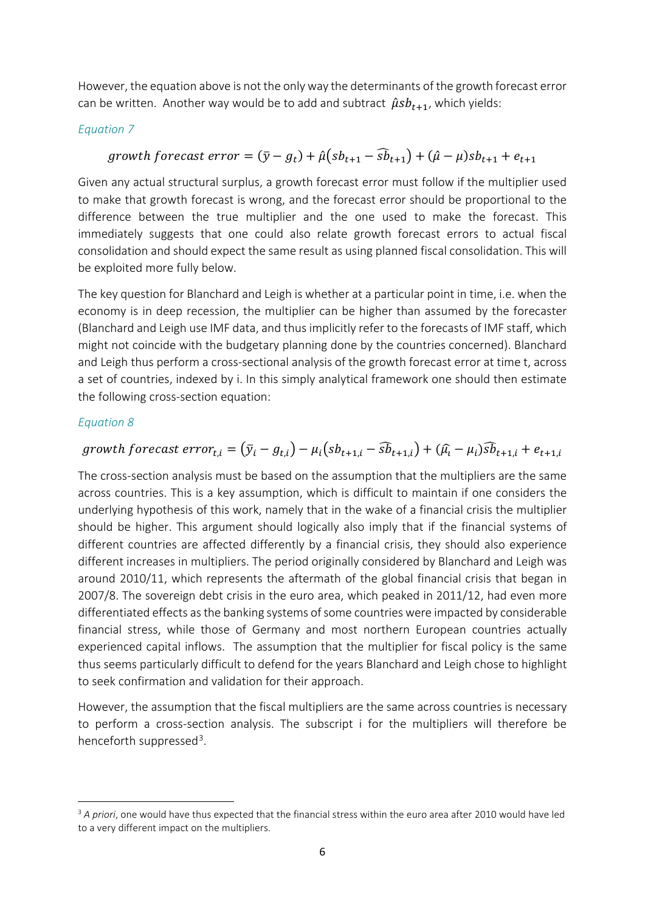However, the equation above is not the only way the determinants of the growth forecast error can be written. Another way would be to add and subtract $\hat{\mu} sb_{t+1}$, which yields:

*Equation 7*

$$growth\ forecast\ error = (\bar{y} - g_t) + \hat{\mu}(sb_{t+1} - \widehat{sb}_{t+1}) + (\hat{\mu} - \mu)sb_{t+1} + e_{t+1}$$

Given any actual structural surplus, a growth forecast error must follow if the multiplier used to make that growth forecast is wrong, and the forecast error should be proportional to the difference between the true multiplier and the one used to make the forecast. This immediately suggests that one could also relate growth forecast errors to actual fiscal consolidation and should expect the same result as using planned fiscal consolidation. This will be exploited more fully below.

The key question for Blanchard and Leigh is whether at a particular point in time, i.e. when the economy is in deep recession, the multiplier can be higher than assumed by the forecaster (Blanchard and Leigh use IMF data, and thus implicitly refer to the forecasts of IMF staff, which might not coincide with the budgetary planning done by the countries concerned). Blanchard and Leigh thus perform a cross-sectional analysis of the growth forecast error at time t, across a set of countries, indexed by i. In this simply analytical framework one should then estimate the following cross-section equation:

*Equation 8*

$$growth\ forecast\ error_{t,i} = (\bar{y}_i - g_{t,i}) - \mu_i(sb_{t+1,i} - \widehat{sb}_{t+1,i}) + (\widehat{\mu}_i - \mu_i)\widehat{sb}_{t+1,i} + e_{t+1,i}$$

The cross-section analysis must be based on the assumption that the multipliers are the same across countries. This is a key assumption, which is difficult to maintain if one considers the underlying hypothesis of this work, namely that in the wake of a financial crisis the multiplier should be higher. This argument should logically also imply that if the financial systems of different countries are affected differently by a financial crisis, they should also experience different increases in multipliers. The period originally considered by Blanchard and Leigh was around 2010/11, which represents the aftermath of the global financial crisis that began in 2007/8. The sovereign debt crisis in the euro area, which peaked in 2011/12, had even more differentiated effects as the banking systems of some countries were impacted by considerable financial stress, while those of Germany and most northern European countries actually experienced capital inflows. The assumption that the multiplier for fiscal policy is the same thus seems particularly difficult to defend for the years Blanchard and Leigh chose to highlight to seek confirmation and validation for their approach.

However, the assumption that the fiscal multipliers are the same across countries is necessary to perform a cross-section analysis. The subscript i for the multipliers will therefore be henceforth suppressed[3].

[3] *A priori*, one would have thus expected that the financial stress within the euro area after 2010 would have led to a very different impact on the multipliers.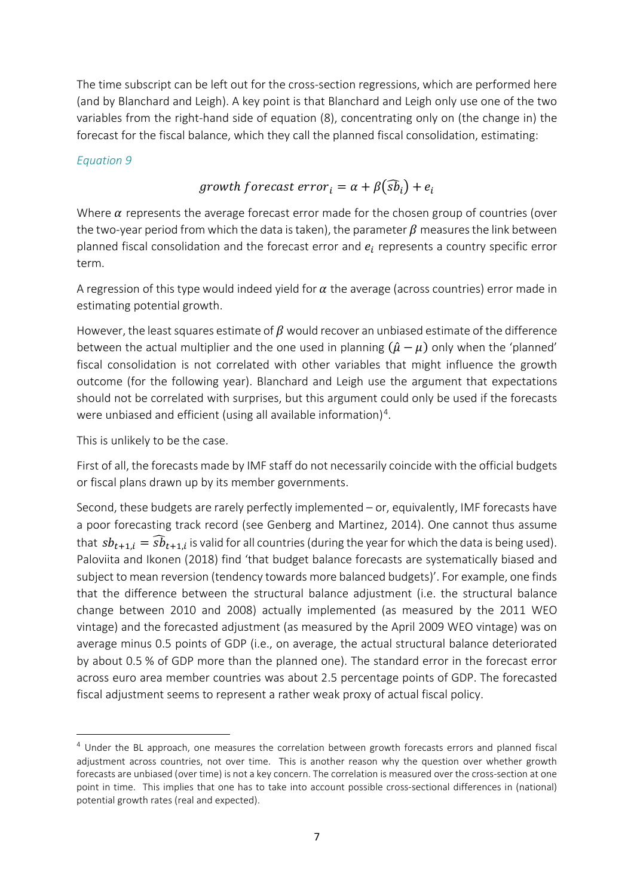The time subscript can be left out for the cross-section regressions, which are performed here (and by Blanchard and Leigh). A key point is that Blanchard and Leigh only use one of the two variables from the right-hand side of equation (8), concentrating only on (the change in) the forecast for the fiscal balance, which they call the planned fiscal consolidation, estimating:

*Equation 9*

$$growth\ forecast\ error_i = \alpha + \beta(\widehat{sb}_i) + e_i$$

Where $\alpha$ represents the average forecast error made for the chosen group of countries (over the two-year period from which the data is taken), the parameter $\beta$ measures the link between planned fiscal consolidation and the forecast error and $e_i$ represents a country specific error term.

A regression of this type would indeed yield for $\alpha$ the average (across countries) error made in estimating potential growth.

However, the least squares estimate of $\beta$ would recover an unbiased estimate of the difference between the actual multiplier and the one used in planning $(\hat{\mu} - \mu)$ only when the 'planned' fiscal consolidation is not correlated with other variables that might influence the growth outcome (for the following year). Blanchard and Leigh use the argument that expectations should not be correlated with surprises, but this argument could only be used if the forecasts were unbiased and efficient (using all available information)[4].

This is unlikely to be the case.

First of all, the forecasts made by IMF staff do not necessarily coincide with the official budgets or fiscal plans drawn up by its member governments.

Second, these budgets are rarely perfectly implemented – or, equivalently, IMF forecasts have a poor forecasting track record (see Genberg and Martinez, 2014). One cannot thus assume that $sb_{t+1,i} = \widehat{sb}_{t+1,i}$ is valid for all countries (during the year for which the data is being used). Paloviita and Ikonen (2018) find 'that budget balance forecasts are systematically biased and subject to mean reversion (tendency towards more balanced budgets)'. For example, one finds that the difference between the structural balance adjustment (i.e. the structural balance change between 2010 and 2008) actually implemented (as measured by the 2011 WEO vintage) and the forecasted adjustment (as measured by the April 2009 WEO vintage) was on average minus 0.5 points of GDP (i.e., on average, the actual structural balance deteriorated by about 0.5 % of GDP more than the planned one). The standard error in the forecast error across euro area member countries was about 2.5 percentage points of GDP. The forecasted fiscal adjustment seems to represent a rather weak proxy of actual fiscal policy.

[4] Under the BL approach, one measures the correlation between growth forecasts errors and planned fiscal adjustment across countries, not over time. This is another reason why the question over whether growth forecasts are unbiased (over time) is not a key concern. The correlation is measured over the cross-section at one point in time. This implies that one has to take into account possible cross-sectional differences in (national) potential growth rates (real and expected).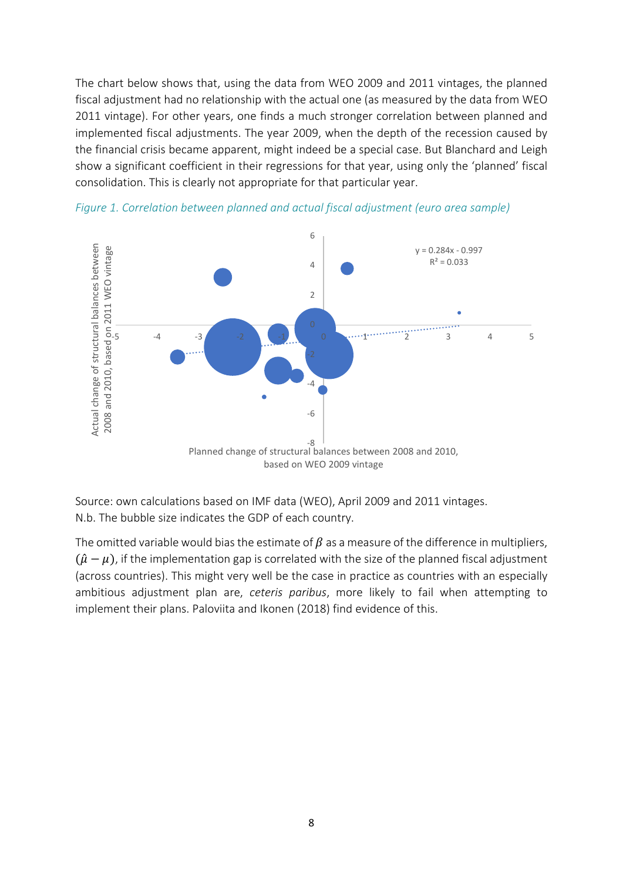The chart below shows that, using the data from WEO 2009 and 2011 vintages, the planned fiscal adjustment had no relationship with the actual one (as measured by the data from WEO 2011 vintage). For other years, one finds a much stronger correlation between planned and implemented fiscal adjustments. The year 2009, when the depth of the recession caused by the financial crisis became apparent, might indeed be a special case. But Blanchard and Leigh show a significant coefficient in their regressions for that year, using only the 'planned' fiscal consolidation. This is clearly not appropriate for that particular year.

*Figure 1. Correlation between planned and actual fiscal adjustment (euro area sample)*

Source: own calculations based on IMF data (WEO), April 2009 and 2011 vintages.
N.b. The bubble size indicates the GDP of each country.

The omitted variable would bias the estimate of $\beta$ as a measure of the difference in multipliers, $(\hat{\mu} - \mu)$, if the implementation gap is correlated with the size of the planned fiscal adjustment (across countries). This might very well be the case in practice as countries with an especially ambitious adjustment plan are, *ceteris paribus*, more likely to fail when attempting to implement their plans. Paloviita and Ikonen (2018) find evidence of this.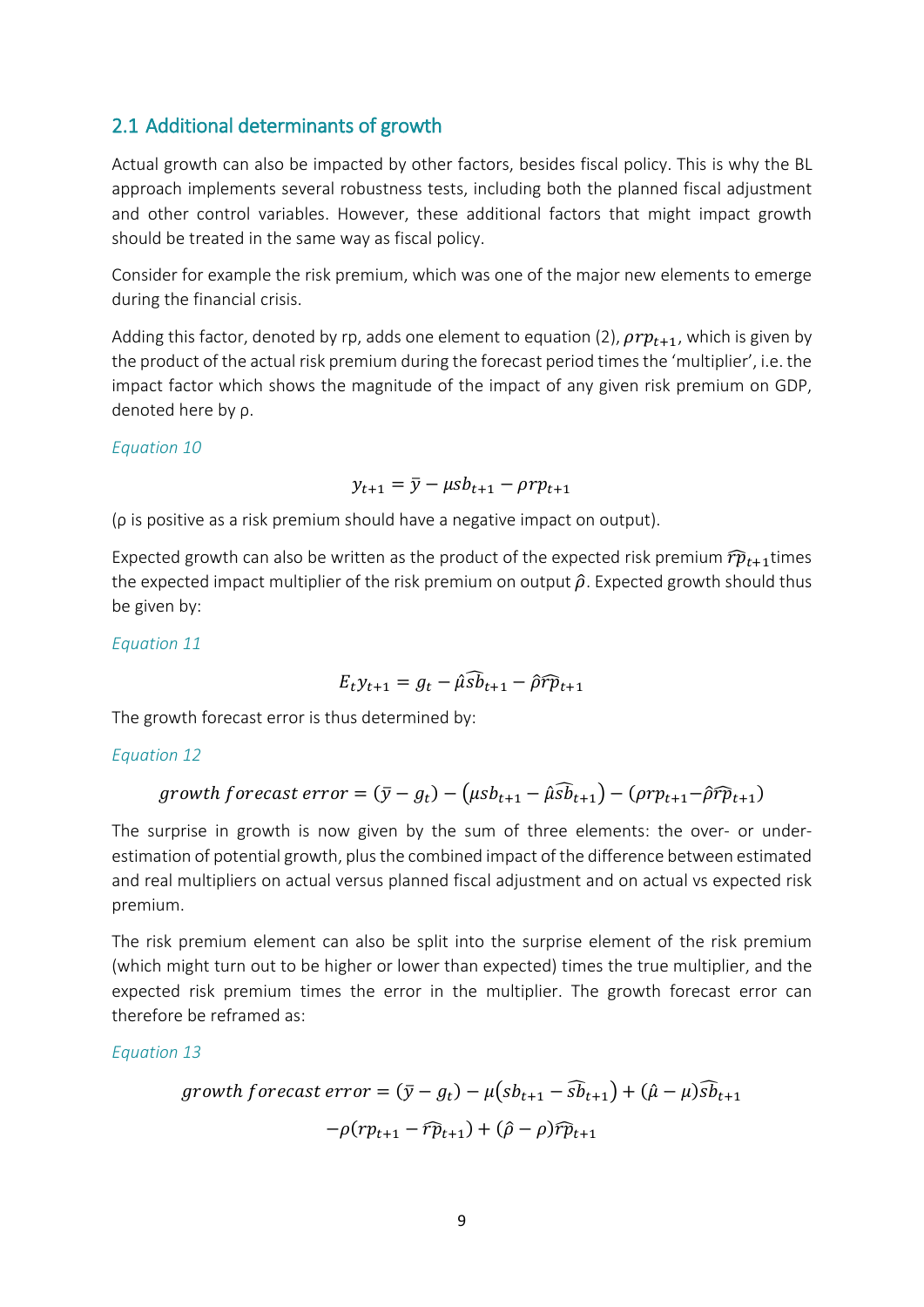## 2.1 Additional determinants of growth

Actual growth can also be impacted by other factors, besides fiscal policy. This is why the BL approach implements several robustness tests, including both the planned fiscal adjustment and other control variables. However, these additional factors that might impact growth should be treated in the same way as fiscal policy.

Consider for example the risk premium, which was one of the major new elements to emerge during the financial crisis.

Adding this factor, denoted by rp, adds one element to equation (2), $\rho rp_{t+1}$, which is given by the product of the actual risk premium during the forecast period times the 'multiplier', i.e. the impact factor which shows the magnitude of the impact of any given risk premium on GDP, denoted here by ρ.

*Equation 10*

$$y_{t+1} = \bar{y} - \mu sb_{t+1} - \rho rp_{t+1}$$

(ρ is positive as a risk premium should have a negative impact on output).

Expected growth can also be written as the product of the expected risk premium $\widehat{rp}_{t+1}$times the expected impact multiplier of the risk premium on output $\hat{\rho}$. Expected growth should thus be given by:

*Equation 11*

$$E_t y_{t+1} = g_t - \hat{\mu}\widehat{sb}_{t+1} - \hat{\rho}\widehat{rp}_{t+1}$$

The growth forecast error is thus determined by:

*Equation 12*

$$growth\ forecast\ error = (\bar{y} - g_t) - (\mu sb_{t+1} - \hat{\mu}\widehat{sb}_{t+1}) - (\rho rp_{t+1} - \hat{\rho}\widehat{rp}_{t+1})$$

The surprise in growth is now given by the sum of three elements: the over- or under-estimation of potential growth, plus the combined impact of the difference between estimated and real multipliers on actual versus planned fiscal adjustment and on actual vs expected risk premium.

The risk premium element can also be split into the surprise element of the risk premium (which might turn out to be higher or lower than expected) times the true multiplier, and the expected risk premium times the error in the multiplier. The growth forecast error can therefore be reframed as:

*Equation 13*

$$growth\ forecast\ error = (\bar{y} - g_t) - \mu(sb_{t+1} - \widehat{sb}_{t+1}) + (\hat{\mu} - \mu)\widehat{sb}_{t+1}$$
$$-\rho(rp_{t+1} - \widehat{rp}_{t+1}) + (\hat{\rho} - \rho)\widehat{rp}_{t+1}$$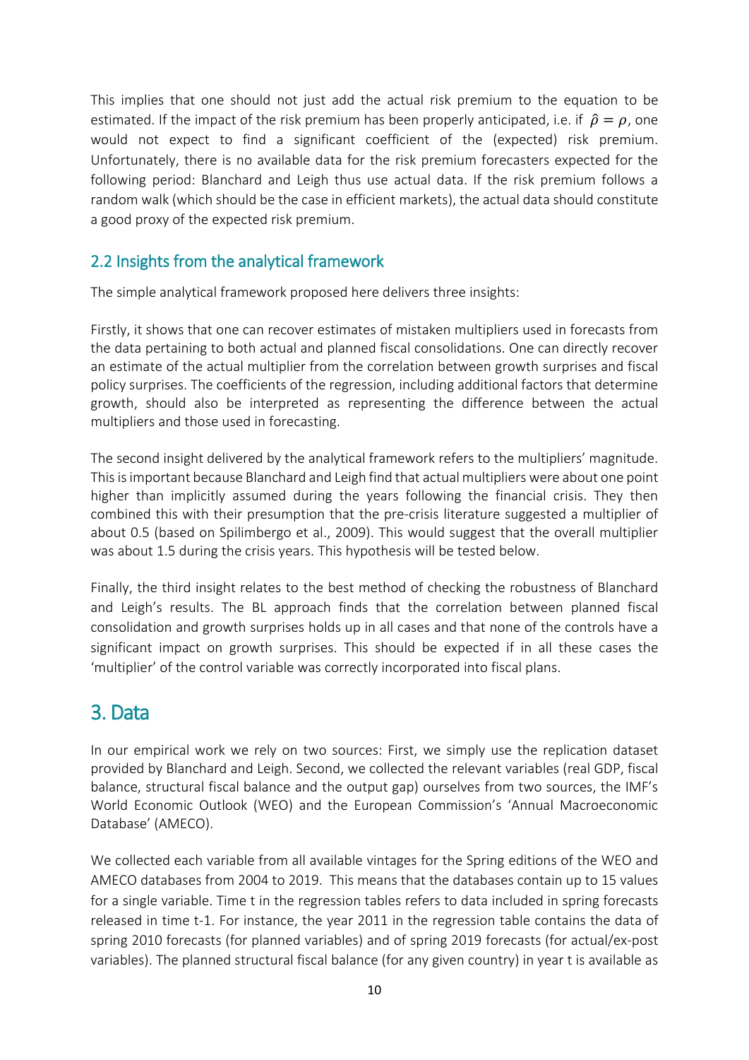This implies that one should not just add the actual risk premium to the equation to be estimated. If the impact of the risk premium has been properly anticipated, i.e. if $\hat{\rho} = \rho$, one would not expect to find a significant coefficient of the (expected) risk premium. Unfortunately, there is no available data for the risk premium forecasters expected for the following period: Blanchard and Leigh thus use actual data. If the risk premium follows a random walk (which should be the case in efficient markets), the actual data should constitute a good proxy of the expected risk premium.

## 2.2 Insights from the analytical framework

The simple analytical framework proposed here delivers three insights:

Firstly, it shows that one can recover estimates of mistaken multipliers used in forecasts from the data pertaining to both actual and planned fiscal consolidations. One can directly recover an estimate of the actual multiplier from the correlation between growth surprises and fiscal policy surprises. The coefficients of the regression, including additional factors that determine growth, should also be interpreted as representing the difference between the actual multipliers and those used in forecasting.

The second insight delivered by the analytical framework refers to the multipliers' magnitude. This is important because Blanchard and Leigh find that actual multipliers were about one point higher than implicitly assumed during the years following the financial crisis. They then combined this with their presumption that the pre-crisis literature suggested a multiplier of about 0.5 (based on Spilimbergo et al., 2009). This would suggest that the overall multiplier was about 1.5 during the crisis years. This hypothesis will be tested below.

Finally, the third insight relates to the best method of checking the robustness of Blanchard and Leigh's results. The BL approach finds that the correlation between planned fiscal consolidation and growth surprises holds up in all cases and that none of the controls have a significant impact on growth surprises. This should be expected if in all these cases the 'multiplier' of the control variable was correctly incorporated into fiscal plans.

# 3. Data

In our empirical work we rely on two sources: First, we simply use the replication dataset provided by Blanchard and Leigh. Second, we collected the relevant variables (real GDP, fiscal balance, structural fiscal balance and the output gap) ourselves from two sources, the IMF's World Economic Outlook (WEO) and the European Commission's 'Annual Macroeconomic Database' (AMECO).

We collected each variable from all available vintages for the Spring editions of the WEO and AMECO databases from 2004 to 2019. This means that the databases contain up to 15 values for a single variable. Time t in the regression tables refers to data included in spring forecasts released in time t-1. For instance, the year 2011 in the regression table contains the data of spring 2010 forecasts (for planned variables) and of spring 2019 forecasts (for actual/ex-post variables). The planned structural fiscal balance (for any given country) in year t is available as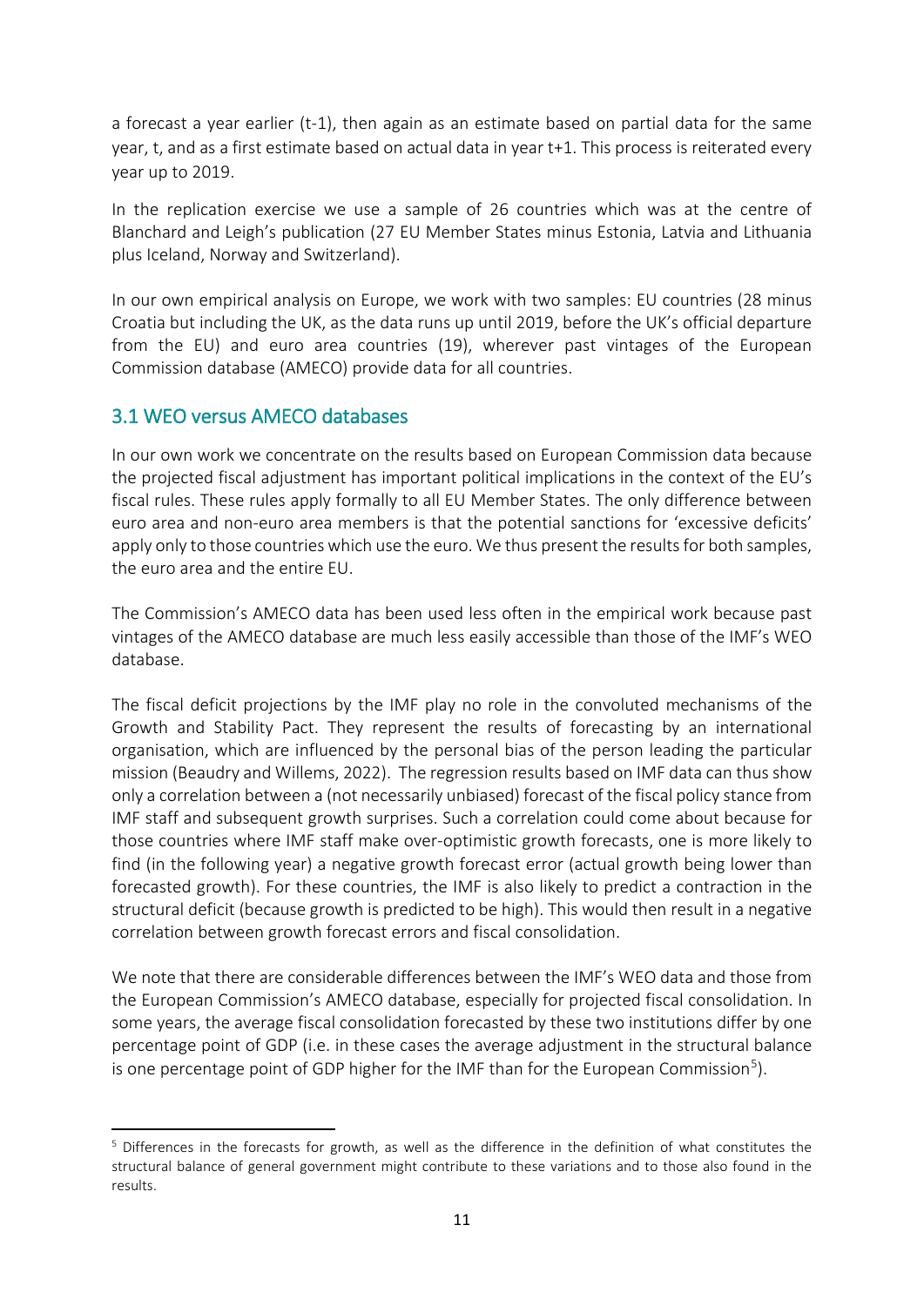a forecast a year earlier (t-1), then again as an estimate based on partial data for the same year, t, and as a first estimate based on actual data in year t+1. This process is reiterated every year up to 2019.

In the replication exercise we use a sample of 26 countries which was at the centre of Blanchard and Leigh's publication (27 EU Member States minus Estonia, Latvia and Lithuania plus Iceland, Norway and Switzerland).

In our own empirical analysis on Europe, we work with two samples: EU countries (28 minus Croatia but including the UK, as the data runs up until 2019, before the UK's official departure from the EU) and euro area countries (19), wherever past vintages of the European Commission database (AMECO) provide data for all countries.

## 3.1 WEO versus AMECO databases

In our own work we concentrate on the results based on European Commission data because the projected fiscal adjustment has important political implications in the context of the EU's fiscal rules. These rules apply formally to all EU Member States. The only difference between euro area and non-euro area members is that the potential sanctions for 'excessive deficits' apply only to those countries which use the euro. We thus present the results for both samples, the euro area and the entire EU.

The Commission's AMECO data has been used less often in the empirical work because past vintages of the AMECO database are much less easily accessible than those of the IMF's WEO database.

The fiscal deficit projections by the IMF play no role in the convoluted mechanisms of the Growth and Stability Pact. They represent the results of forecasting by an international organisation, which are influenced by the personal bias of the person leading the particular mission (Beaudry and Willems, 2022). The regression results based on IMF data can thus show only a correlation between a (not necessarily unbiased) forecast of the fiscal policy stance from IMF staff and subsequent growth surprises. Such a correlation could come about because for those countries where IMF staff make over-optimistic growth forecasts, one is more likely to find (in the following year) a negative growth forecast error (actual growth being lower than forecasted growth). For these countries, the IMF is also likely to predict a contraction in the structural deficit (because growth is predicted to be high). This would then result in a negative correlation between growth forecast errors and fiscal consolidation.

We note that there are considerable differences between the IMF's WEO data and those from the European Commission's AMECO database, especially for projected fiscal consolidation. In some years, the average fiscal consolidation forecasted by these two institutions differ by one percentage point of GDP (i.e. in these cases the average adjustment in the structural balance is one percentage point of GDP higher for the IMF than for the European Commission[5]).

[5] Differences in the forecasts for growth, as well as the difference in the definition of what constitutes the structural balance of general government might contribute to these variations and to those also found in the results.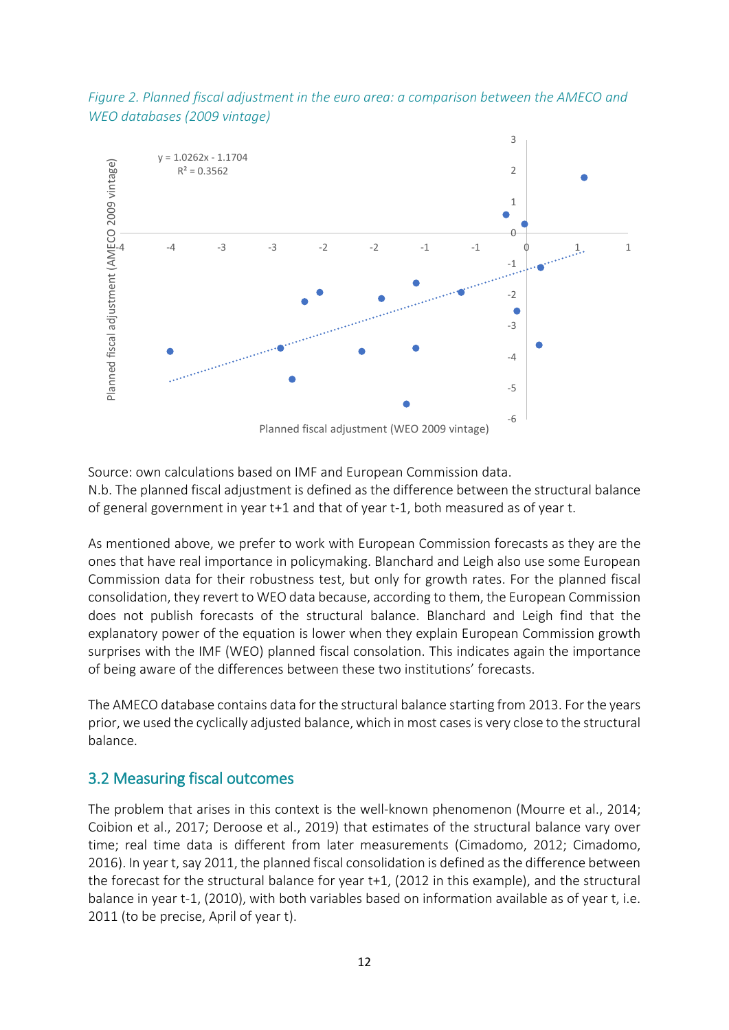*Figure 2. Planned fiscal adjustment in the euro area: a comparison between the AMECO and WEO databases (2009 vintage)*

Source: own calculations based on IMF and European Commission data.
N.b. The planned fiscal adjustment is defined as the difference between the structural balance of general government in year t+1 and that of year t-1, both measured as of year t.

As mentioned above, we prefer to work with European Commission forecasts as they are the ones that have real importance in policymaking. Blanchard and Leigh also use some European Commission data for their robustness test, but only for growth rates. For the planned fiscal consolidation, they revert to WEO data because, according to them, the European Commission does not publish forecasts of the structural balance. Blanchard and Leigh find that the explanatory power of the equation is lower when they explain European Commission growth surprises with the IMF (WEO) planned fiscal consolation. This indicates again the importance of being aware of the differences between these two institutions' forecasts.

The AMECO database contains data for the structural balance starting from 2013. For the years prior, we used the cyclically adjusted balance, which in most cases is very close to the structural balance.

## 3.2 Measuring fiscal outcomes

The problem that arises in this context is the well-known phenomenon (Mourre et al., 2014; Coibion et al., 2017; Deroose et al., 2019) that estimates of the structural balance vary over time; real time data is different from later measurements (Cimadomo, 2012; Cimadomo, 2016). In year t, say 2011, the planned fiscal consolidation is defined as the difference between the forecast for the structural balance for year t+1, (2012 in this example), and the structural balance in year t-1, (2010), with both variables based on information available as of year t, i.e. 2011 (to be precise, April of year t).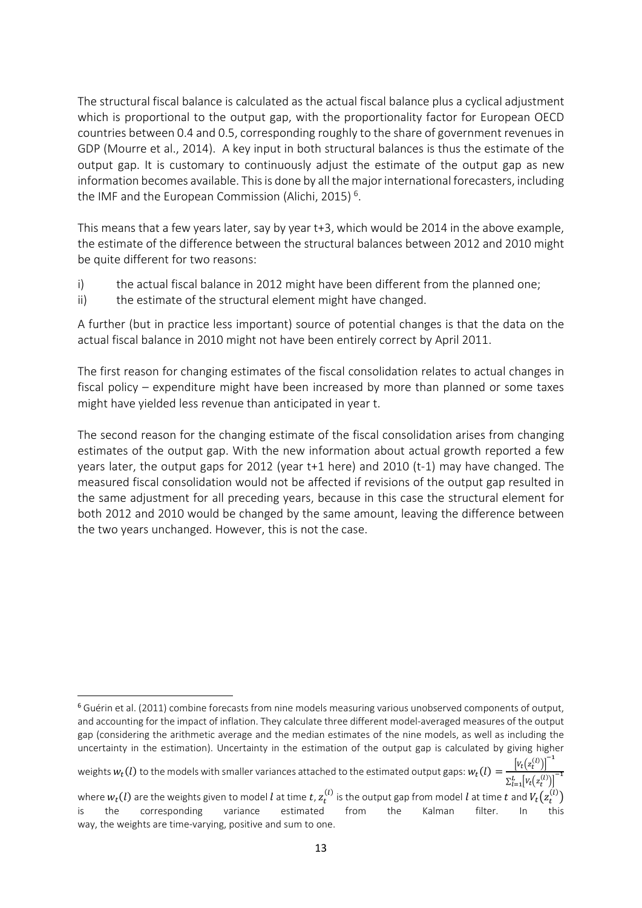The structural fiscal balance is calculated as the actual fiscal balance plus a cyclical adjustment which is proportional to the output gap, with the proportionality factor for European OECD countries between 0.4 and 0.5, corresponding roughly to the share of government revenues in GDP (Mourre et al., 2014). A key input in both structural balances is thus the estimate of the output gap. It is customary to continuously adjust the estimate of the output gap as new information becomes available. This is done by all the major international forecasters, including the IMF and the European Commission (Alichi, 2015) [6].

This means that a few years later, say by year t+3, which would be 2014 in the above example, the estimate of the difference between the structural balances between 2012 and 2010 might be quite different for two reasons:

i) the actual fiscal balance in 2012 might have been different from the planned one;
ii) the estimate of the structural element might have changed.

A further (but in practice less important) source of potential changes is that the data on the actual fiscal balance in 2010 might not have been entirely correct by April 2011.

The first reason for changing estimates of the fiscal consolidation relates to actual changes in fiscal policy – expenditure might have been increased by more than planned or some taxes might have yielded less revenue than anticipated in year t.

The second reason for the changing estimate of the fiscal consolidation arises from changing estimates of the output gap. With the new information about actual growth reported a few years later, the output gaps for 2012 (year t+1 here) and 2010 (t-1) may have changed. The measured fiscal consolidation would not be affected if revisions of the output gap resulted in the same adjustment for all preceding years, because in this case the structural element for both 2012 and 2010 would be changed by the same amount, leaving the difference between the two years unchanged. However, this is not the case.

---

[6] Guérin et al. (2011) combine forecasts from nine models measuring various unobserved components of output, and accounting for the impact of inflation. They calculate three different model-averaged measures of the output gap (considering the arithmetic average and the median estimates of the nine models, as well as including the uncertainty in the estimation). Uncertainty in the estimation of the output gap is calculated by giving higher weights $w_t(l)$ to the models with smaller variances attached to the estimated output gaps: $w_t(l) = \frac{\left[V_t\left(z_t^{(l)}\right)\right]^{-1}}{\sum_{l=1}^{L}\left[V_t\left(z_t^{(l)}\right)\right]^{-1}}$ where $w_t(l)$ are the weights given to model $l$ at time $t$, $z_t^{(l)}$ is the output gap from model $l$ at time $t$ and $V_t\left(z_t^{(l)}\right)$ is the corresponding variance estimated from the Kalman filter. In this way, the weights are time-varying, positive and sum to one.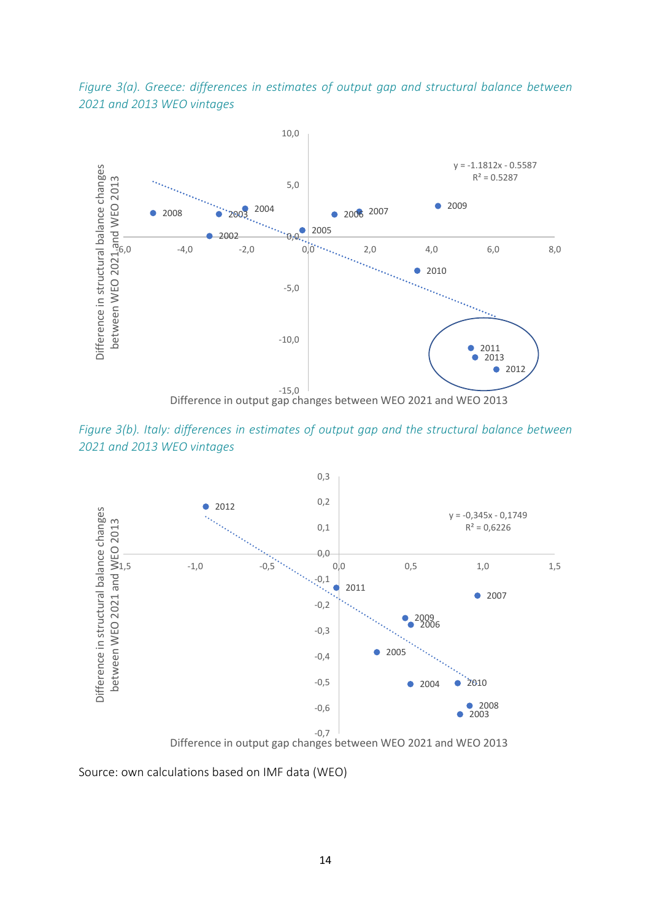*Figure 3(a). Greece: differences in estimates of output gap and structural balance between 2021 and 2013 WEO vintages*

*Figure 3(b). Italy: differences in estimates of output gap and the structural balance between 2021 and 2013 WEO vintages*

Source: own calculations based on IMF data (WEO)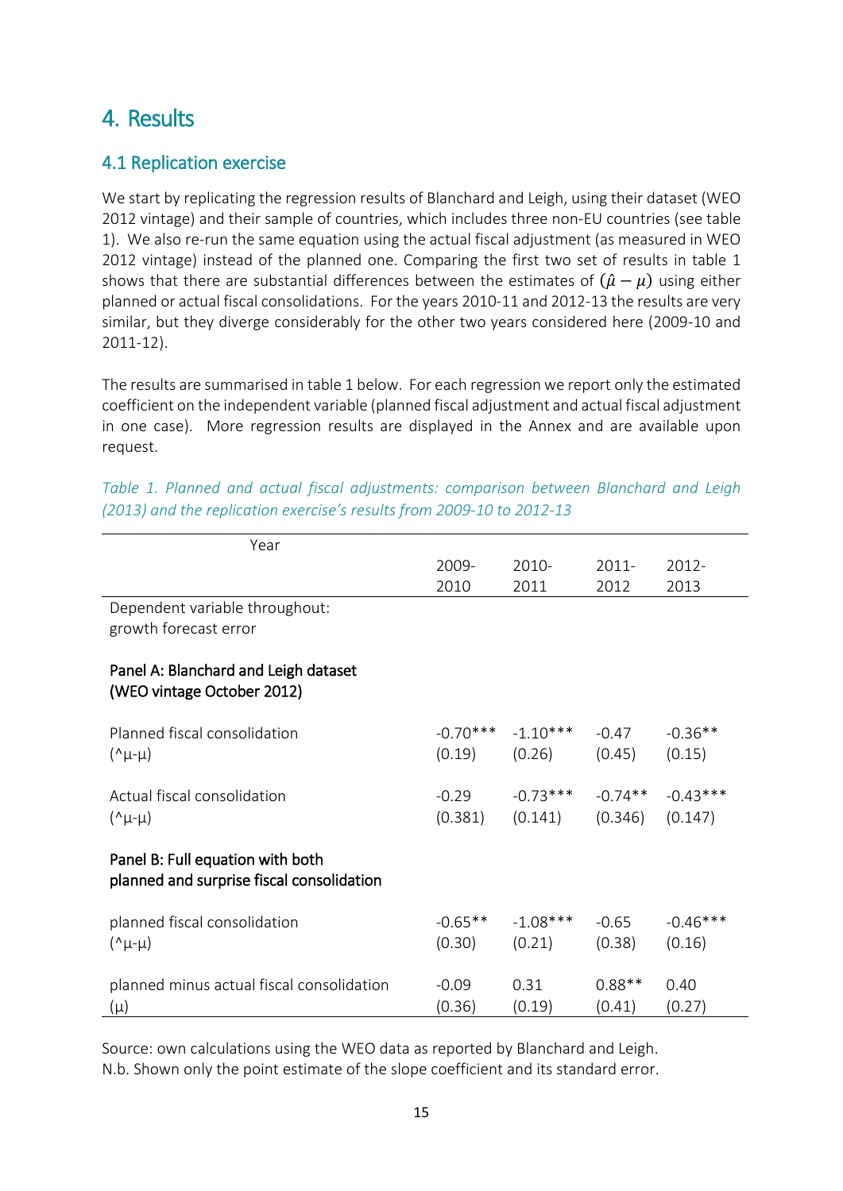# 4. Results

## 4.1 Replication exercise

We start by replicating the regression results of Blanchard and Leigh, using their dataset (WEO 2012 vintage) and their sample of countries, which includes three non-EU countries (see table 1). We also re-run the same equation using the actual fiscal adjustment (as measured in WEO 2012 vintage) instead of the planned one. Comparing the first two set of results in table 1 shows that there are substantial differences between the estimates of $(\hat{\mu} - \mu)$ using either planned or actual fiscal consolidations. For the years 2010-11 and 2012-13 the results are very similar, but they diverge considerably for the other two years considered here (2009-10 and 2011-12).

The results are summarised in table 1 below. For each regression we report only the estimated coefficient on the independent variable (planned fiscal adjustment and actual fiscal adjustment in one case). More regression results are displayed in the Annex and are available upon request.

*Table 1. Planned and actual fiscal adjustments: comparison between Blanchard and Leigh (2013) and the replication exercise's results from 2009-10 to 2012-13*

| Year | 2009-2010 | 2010-2011 | 2011-2012 | 2012-2013 |
|---|---|---|---|---|
| Dependent variable throughout: growth forecast error | | | | |
| **Panel A: Blanchard and Leigh dataset (WEO vintage October 2012)** | | | | |
| Planned fiscal consolidation | -0.70*** | -1.10*** | -0.47 | -0.36** |
| $(\hat{\mu}-\mu)$ | (0.19) | (0.26) | (0.45) | (0.15) |
| Actual fiscal consolidation | -0.29 | -0.73*** | -0.74** | -0.43*** |
| $(\hat{\mu}-\mu)$ | (0.381) | (0.141) | (0.346) | (0.147) |
| **Panel B: Full equation with both planned and surprise fiscal consolidation** | | | | |
| planned fiscal consolidation | -0.65** | -1.08*** | -0.65 | -0.46*** |
| $(\hat{\mu}-\mu)$ | (0.30) | (0.21) | (0.38) | (0.16) |
| planned minus actual fiscal consolidation | -0.09 | 0.31 | 0.88** | 0.40 |
| $(\mu)$ | (0.36) | (0.19) | (0.41) | (0.27) |

Source: own calculations using the WEO data as reported by Blanchard and Leigh.
N.b. Shown only the point estimate of the slope coefficient and its standard error.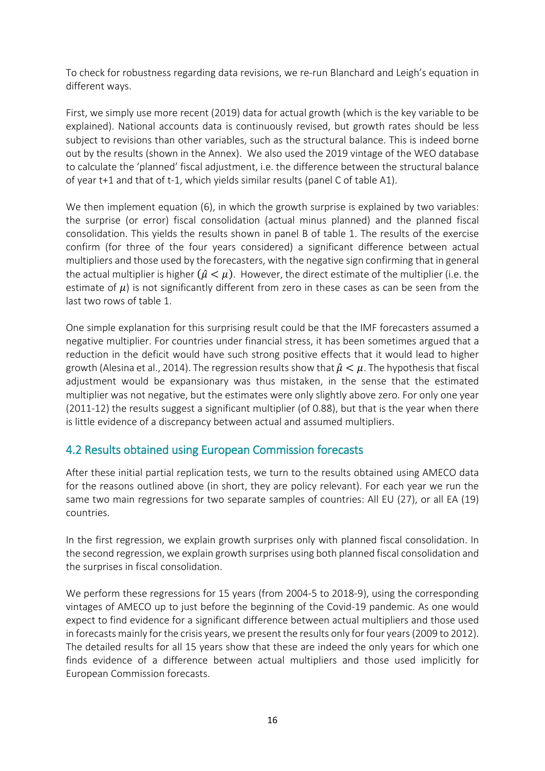To check for robustness regarding data revisions, we re-run Blanchard and Leigh's equation in different ways.

First, we simply use more recent (2019) data for actual growth (which is the key variable to be explained). National accounts data is continuously revised, but growth rates should be less subject to revisions than other variables, such as the structural balance. This is indeed borne out by the results (shown in the Annex). We also used the 2019 vintage of the WEO database to calculate the 'planned' fiscal adjustment, i.e. the difference between the structural balance of year t+1 and that of t-1, which yields similar results (panel C of table A1).

We then implement equation (6), in which the growth surprise is explained by two variables: the surprise (or error) fiscal consolidation (actual minus planned) and the planned fiscal consolidation. This yields the results shown in panel B of table 1. The results of the exercise confirm (for three of the four years considered) a significant difference between actual multipliers and those used by the forecasters, with the negative sign confirming that in general the actual multiplier is higher ($\hat{\mu} < \mu$). However, the direct estimate of the multiplier (i.e. the estimate of $\mu$) is not significantly different from zero in these cases as can be seen from the last two rows of table 1.

One simple explanation for this surprising result could be that the IMF forecasters assumed a negative multiplier. For countries under financial stress, it has been sometimes argued that a reduction in the deficit would have such strong positive effects that it would lead to higher growth (Alesina et al., 2014). The regression results show that $\hat{\mu} < \mu$. The hypothesis that fiscal adjustment would be expansionary was thus mistaken, in the sense that the estimated multiplier was not negative, but the estimates were only slightly above zero. For only one year (2011-12) the results suggest a significant multiplier (of 0.88), but that is the year when there is little evidence of a discrepancy between actual and assumed multipliers.

## 4.2 Results obtained using European Commission forecasts

After these initial partial replication tests, we turn to the results obtained using AMECO data for the reasons outlined above (in short, they are policy relevant). For each year we run the same two main regressions for two separate samples of countries: All EU (27), or all EA (19) countries.

In the first regression, we explain growth surprises only with planned fiscal consolidation. In the second regression, we explain growth surprises using both planned fiscal consolidation and the surprises in fiscal consolidation.

We perform these regressions for 15 years (from 2004-5 to 2018-9), using the corresponding vintages of AMECO up to just before the beginning of the Covid-19 pandemic. As one would expect to find evidence for a significant difference between actual multipliers and those used in forecasts mainly for the crisis years, we present the results only for four years (2009 to 2012). The detailed results for all 15 years show that these are indeed the only years for which one finds evidence of a difference between actual multipliers and those used implicitly for European Commission forecasts.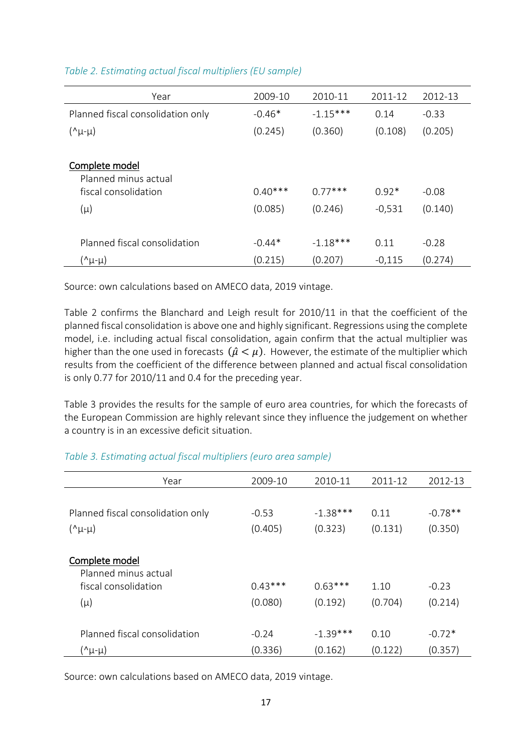*Table 2. Estimating actual fiscal multipliers (EU sample)*

| Year | 2009-10 | 2010-11 | 2011-12 | 2012-13 |
|---|---|---|---|---|
| Planned fiscal consolidation only | -0.46* | -1.15*** | 0.14 | -0.33 |
| (^μ-μ) | (0.245) | (0.360) | (0.108) | (0.205) |
| <u>Complete model</u> | | | | |
| Planned minus actual fiscal consolidation | 0.40*** | 0.77*** | 0.92* | -0.08 |
| (μ) | (0.085) | (0.246) | -0,531 | (0.140) |
| Planned fiscal consolidation | -0.44* | -1.18*** | 0.11 | -0.28 |
| (^μ-μ) | (0.215) | (0.207) | -0,115 | (0.274) |

Source: own calculations based on AMECO data, 2019 vintage.

Table 2 confirms the Blanchard and Leigh result for 2010/11 in that the coefficient of the planned fiscal consolidation is above one and highly significant. Regressions using the complete model, i.e. including actual fiscal consolidation, again confirm that the actual multiplier was higher than the one used in forecasts $(\hat{\mu} < \mu)$. However, the estimate of the multiplier which results from the coefficient of the difference between planned and actual fiscal consolidation is only 0.77 for 2010/11 and 0.4 for the preceding year.

Table 3 provides the results for the sample of euro area countries, for which the forecasts of the European Commission are highly relevant since they influence the judgement on whether a country is in an excessive deficit situation.

*Table 3. Estimating actual fiscal multipliers (euro area sample)*

| Year | 2009-10 | 2010-11 | 2011-12 | 2012-13 |
|---|---|---|---|---|
| Planned fiscal consolidation only | -0.53 | -1.38*** | 0.11 | -0.78** |
| (^μ-μ) | (0.405) | (0.323) | (0.131) | (0.350) |
| <u>Complete model</u> | | | | |
| Planned minus actual fiscal consolidation | 0.43*** | 0.63*** | 1.10 | -0.23 |
| (μ) | (0.080) | (0.192) | (0.704) | (0.214) |
| Planned fiscal consolidation | -0.24 | -1.39*** | 0.10 | -0.72* |
| (^μ-μ) | (0.336) | (0.162) | (0.122) | (0.357) |

Source: own calculations based on AMECO data, 2019 vintage.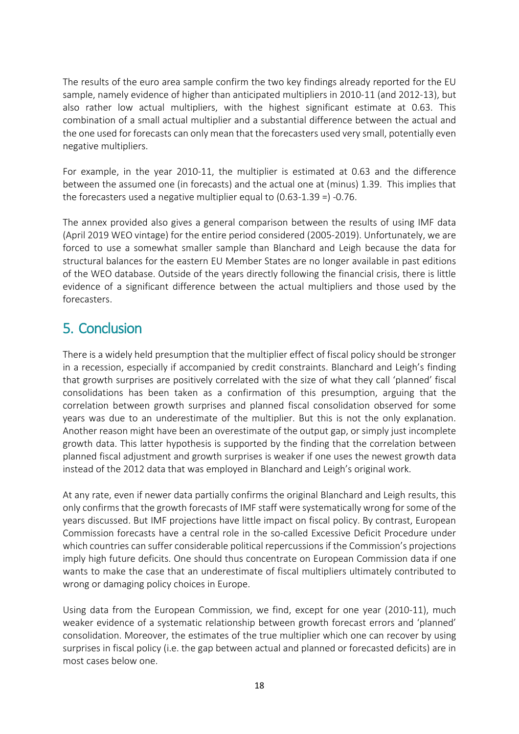The results of the euro area sample confirm the two key findings already reported for the EU sample, namely evidence of higher than anticipated multipliers in 2010-11 (and 2012-13), but also rather low actual multipliers, with the highest significant estimate at 0.63. This combination of a small actual multiplier and a substantial difference between the actual and the one used for forecasts can only mean that the forecasters used very small, potentially even negative multipliers.

For example, in the year 2010-11, the multiplier is estimated at 0.63 and the difference between the assumed one (in forecasts) and the actual one at (minus) 1.39. This implies that the forecasters used a negative multiplier equal to (0.63-1.39 =) -0.76.

The annex provided also gives a general comparison between the results of using IMF data (April 2019 WEO vintage) for the entire period considered (2005-2019). Unfortunately, we are forced to use a somewhat smaller sample than Blanchard and Leigh because the data for structural balances for the eastern EU Member States are no longer available in past editions of the WEO database. Outside of the years directly following the financial crisis, there is little evidence of a significant difference between the actual multipliers and those used by the forecasters.

## 5. Conclusion

There is a widely held presumption that the multiplier effect of fiscal policy should be stronger in a recession, especially if accompanied by credit constraints. Blanchard and Leigh's finding that growth surprises are positively correlated with the size of what they call 'planned' fiscal consolidations has been taken as a confirmation of this presumption, arguing that the correlation between growth surprises and planned fiscal consolidation observed for some years was due to an underestimate of the multiplier. But this is not the only explanation. Another reason might have been an overestimate of the output gap, or simply just incomplete growth data. This latter hypothesis is supported by the finding that the correlation between planned fiscal adjustment and growth surprises is weaker if one uses the newest growth data instead of the 2012 data that was employed in Blanchard and Leigh's original work.

At any rate, even if newer data partially confirms the original Blanchard and Leigh results, this only confirms that the growth forecasts of IMF staff were systematically wrong for some of the years discussed. But IMF projections have little impact on fiscal policy. By contrast, European Commission forecasts have a central role in the so-called Excessive Deficit Procedure under which countries can suffer considerable political repercussions if the Commission's projections imply high future deficits. One should thus concentrate on European Commission data if one wants to make the case that an underestimate of fiscal multipliers ultimately contributed to wrong or damaging policy choices in Europe.

Using data from the European Commission, we find, except for one year (2010-11), much weaker evidence of a systematic relationship between growth forecast errors and 'planned' consolidation. Moreover, the estimates of the true multiplier which one can recover by using surprises in fiscal policy (i.e. the gap between actual and planned or forecasted deficits) are in most cases below one.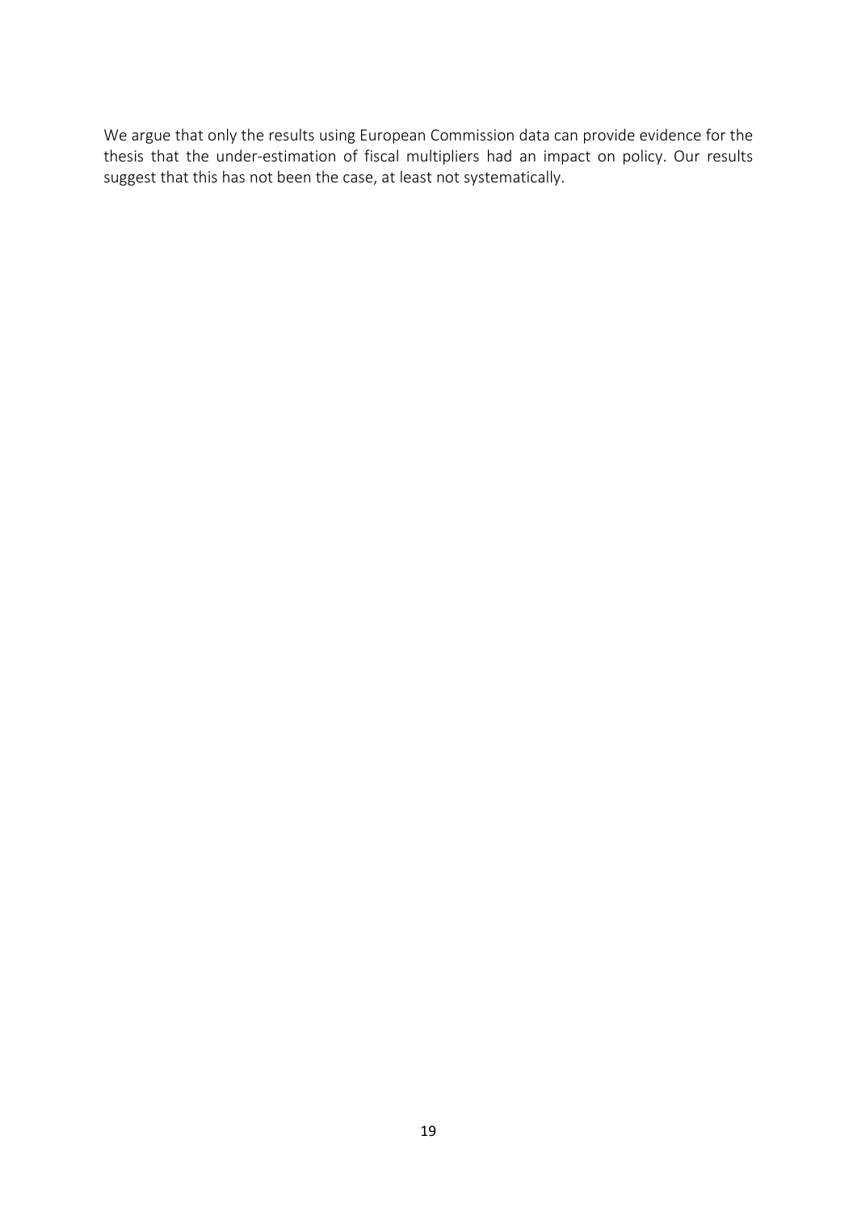We argue that only the results using European Commission data can provide evidence for the thesis that the under-estimation of fiscal multipliers had an impact on policy. Our results suggest that this has not been the case, at least not systematically.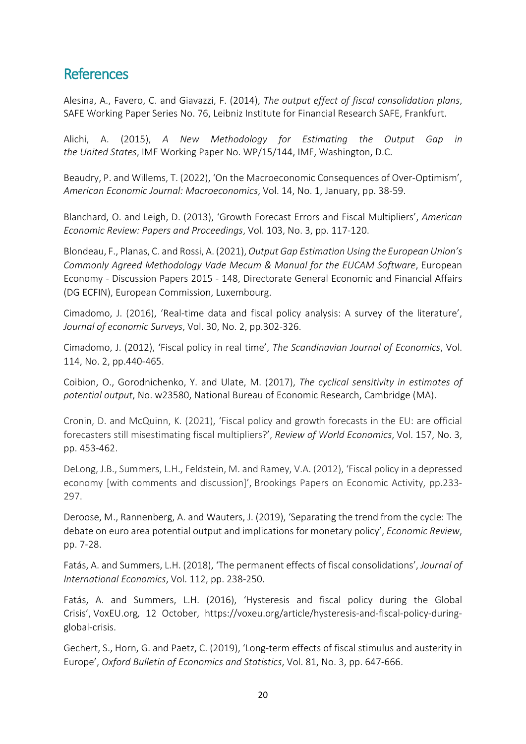## References

Alesina, A., Favero, C. and Giavazzi, F. (2014), *The output effect of fiscal consolidation plans*, SAFE Working Paper Series No. 76, Leibniz Institute for Financial Research SAFE, Frankfurt.

Alichi, A. (2015), *A New Methodology for Estimating the Output Gap in the United States*, IMF Working Paper No. WP/15/144, IMF, Washington, D.C.

Beaudry, P. and Willems, T. (2022), 'On the Macroeconomic Consequences of Over-Optimism', *American Economic Journal: Macroeconomics*, Vol. 14, No. 1, January, pp. 38-59.

Blanchard, O. and Leigh, D. (2013), 'Growth Forecast Errors and Fiscal Multipliers', *American Economic Review: Papers and Proceedings*, Vol. 103, No. 3, pp. 117-120.

Blondeau, F., Planas, C. and Rossi, A. (2021), *Output Gap Estimation Using the European Union's Commonly Agreed Methodology Vade Mecum & Manual for the EUCAM Software*, European Economy - Discussion Papers 2015 - 148, Directorate General Economic and Financial Affairs (DG ECFIN), European Commission, Luxembourg.

Cimadomo, J. (2016), 'Real-time data and fiscal policy analysis: A survey of the literature', *Journal of economic Surveys*, Vol. 30, No. 2, pp.302-326.

Cimadomo, J. (2012), 'Fiscal policy in real time', *The Scandinavian Journal of Economics*, Vol. 114, No. 2, pp.440-465.

Coibion, O., Gorodnichenko, Y. and Ulate, M. (2017), *The cyclical sensitivity in estimates of potential output*, No. w23580, National Bureau of Economic Research, Cambridge (MA).

Cronin, D. and McQuinn, K. (2021), 'Fiscal policy and growth forecasts in the EU: are official forecasters still misestimating fiscal multipliers?', *Review of World Economics*, Vol. 157, No. 3, pp. 453-462.

DeLong, J.B., Summers, L.H., Feldstein, M. and Ramey, V.A. (2012), 'Fiscal policy in a depressed economy [with comments and discussion]', Brookings Papers on Economic Activity, pp.233-297.

Deroose, M., Rannenberg, A. and Wauters, J. (2019), 'Separating the trend from the cycle: The debate on euro area potential output and implications for monetary policy', *Economic Review*, pp. 7-28.

Fatás, A. and Summers, L.H. (2018), 'The permanent effects of fiscal consolidations', *Journal of International Economics*, Vol. 112, pp. 238-250.

Fatás, A. and Summers, L.H. (2016), 'Hysteresis and fiscal policy during the Global Crisis', VoxEU.org*,* 12 October, https://voxeu.org/article/hysteresis-and-fiscal-policy-during-global-crisis.

Gechert, S., Horn, G. and Paetz, C. (2019), 'Long-term effects of fiscal stimulus and austerity in Europe', *Oxford Bulletin of Economics and Statistics*, Vol. 81, No. 3, pp. 647-666.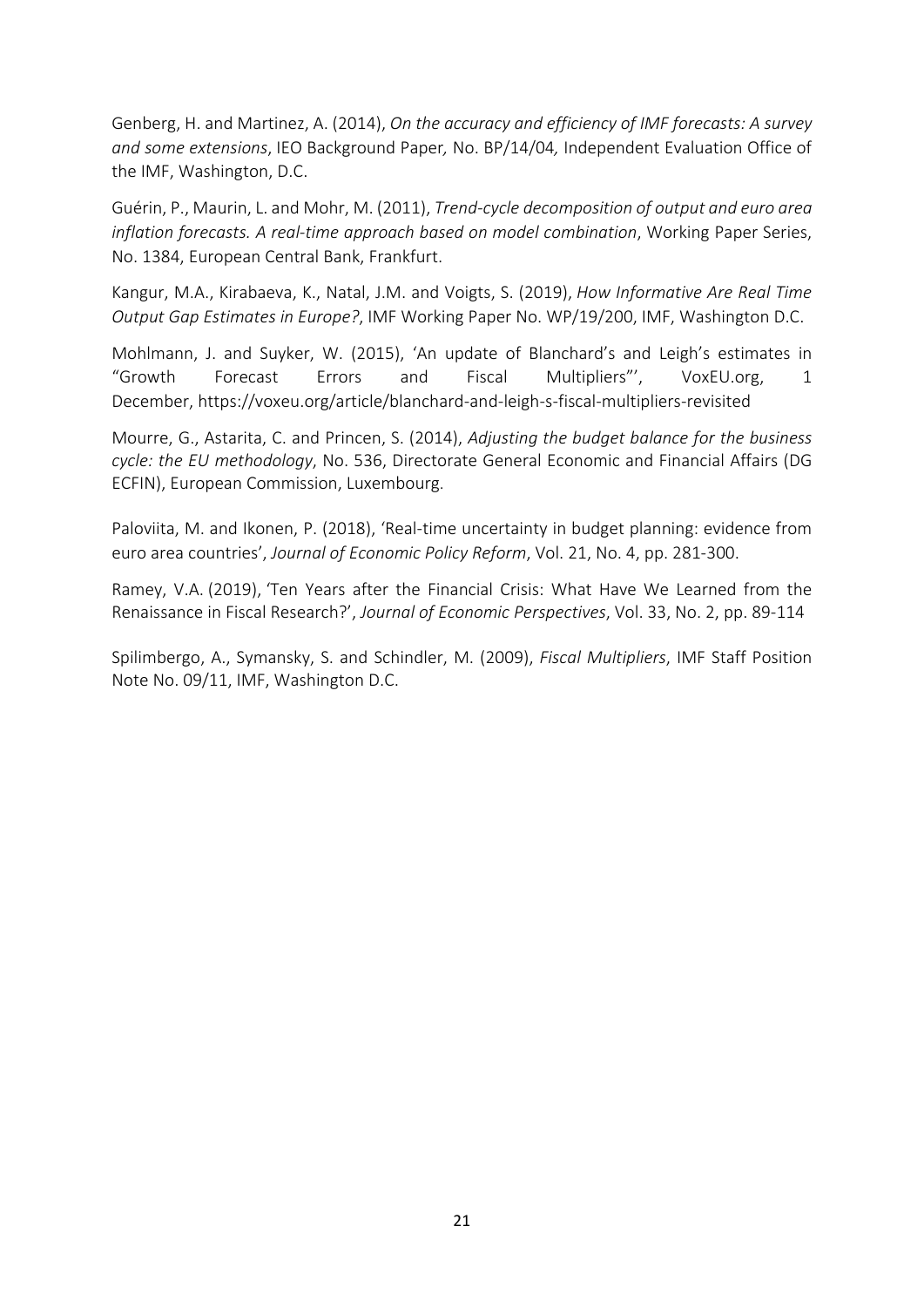Genberg, H. and Martinez, A. (2014), *On the accuracy and efficiency of IMF forecasts: A survey and some extensions*, IEO Background Paper*,* No. BP/14/04*,* Independent Evaluation Office of the IMF, Washington, D.C.

Guérin, P., Maurin, L. and Mohr, M. (2011), *Trend-cycle decomposition of output and euro area inflation forecasts. A real-time approach based on model combination*, Working Paper Series, No. 1384, European Central Bank, Frankfurt.

Kangur, M.A., Kirabaeva, K., Natal, J.M. and Voigts, S. (2019), *How Informative Are Real Time Output Gap Estimates in Europe?*, IMF Working Paper No. WP/19/200, IMF, Washington D.C.

Mohlmann, J. and Suyker, W. (2015), 'An update of Blanchard's and Leigh's estimates in "Growth Forecast Errors and Fiscal Multipliers"', VoxEU.org, 1 December, https://voxeu.org/article/blanchard-and-leigh-s-fiscal-multipliers-revisited

Mourre, G., Astarita, C. and Princen, S. (2014), *Adjusting the budget balance for the business cycle: the EU methodology*, No. 536, Directorate General Economic and Financial Affairs (DG ECFIN), European Commission, Luxembourg.

Paloviita, M. and Ikonen, P. (2018), 'Real-time uncertainty in budget planning: evidence from euro area countries', *Journal of Economic Policy Reform*, Vol. 21, No. 4, pp. 281-300.

Ramey, V.A. (2019), 'Ten Years after the Financial Crisis: What Have We Learned from the Renaissance in Fiscal Research?', *Journal of Economic Perspectives*, Vol. 33, No. 2, pp. 89-114

Spilimbergo, A., Symansky, S. and Schindler, M. (2009), *Fiscal Multipliers*, IMF Staff Position Note No. 09/11, IMF, Washington D.C.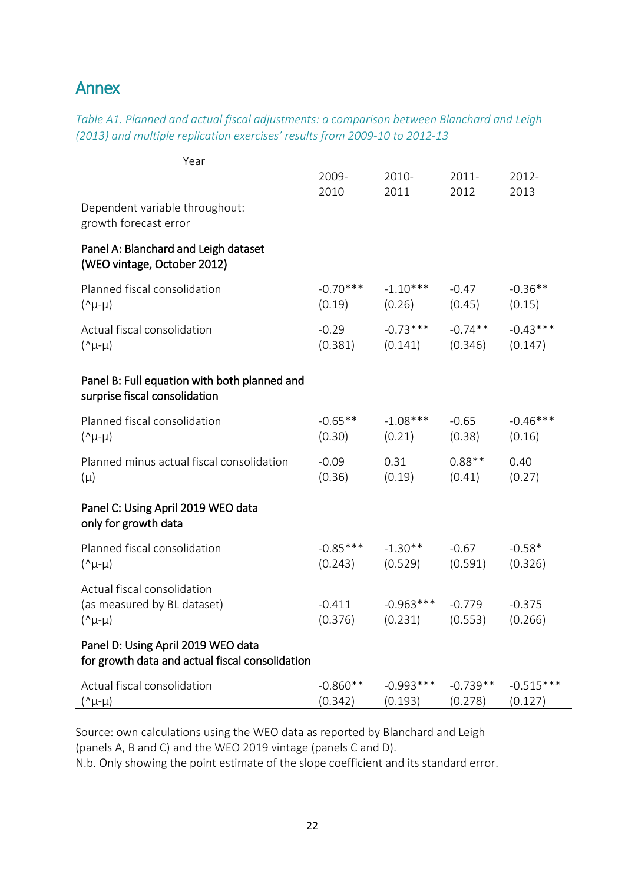## Annex

*Table A1. Planned and actual fiscal adjustments: a comparison between Blanchard and Leigh (2013) and multiple replication exercises' results from 2009-10 to 2012-13*

| Year | 2009-2010 | 2010-2011 | 2011-2012 | 2012-2013 |
|---|---|---|---|---|
| Dependent variable throughout: growth forecast error | | | | |
| **Panel A: Blanchard and Leigh dataset (WEO vintage, October 2012)** | | | | |
| Planned fiscal consolidation (^μ-μ) | -0.70*** (0.19) | -1.10*** (0.26) | -0.47 (0.45) | -0.36** (0.15) |
| Actual fiscal consolidation (^μ-μ) | -0.29 (0.381) | -0.73*** (0.141) | -0.74** (0.346) | -0.43*** (0.147) |
| **Panel B: Full equation with both planned and surprise fiscal consolidation** | | | | |
| Planned fiscal consolidation (^μ-μ) | -0.65** (0.30) | -1.08*** (0.21) | -0.65 (0.38) | -0.46*** (0.16) |
| Planned minus actual fiscal consolidation (μ) | -0.09 (0.36) | 0.31 (0.19) | 0.88** (0.41) | 0.40 (0.27) |
| **Panel C: Using April 2019 WEO data only for growth data** | | | | |
| Planned fiscal consolidation (^μ-μ) | -0.85*** (0.243) | -1.30** (0.529) | -0.67 (0.591) | -0.58* (0.326) |
| Actual fiscal consolidation (as measured by BL dataset) (^μ-μ) | -0.411 (0.376) | -0.963*** (0.231) | -0.779 (0.553) | -0.375 (0.266) |
| **Panel D: Using April 2019 WEO data for growth data and actual fiscal consolidation** | | | | |
| Actual fiscal consolidation (^μ-μ) | -0.860** (0.342) | -0.993*** (0.193) | -0.739** (0.278) | -0.515*** (0.127) |

Source: own calculations using the WEO data as reported by Blanchard and Leigh (panels A, B and C) and the WEO 2019 vintage (panels C and D).
N.b. Only showing the point estimate of the slope coefficient and its standard error.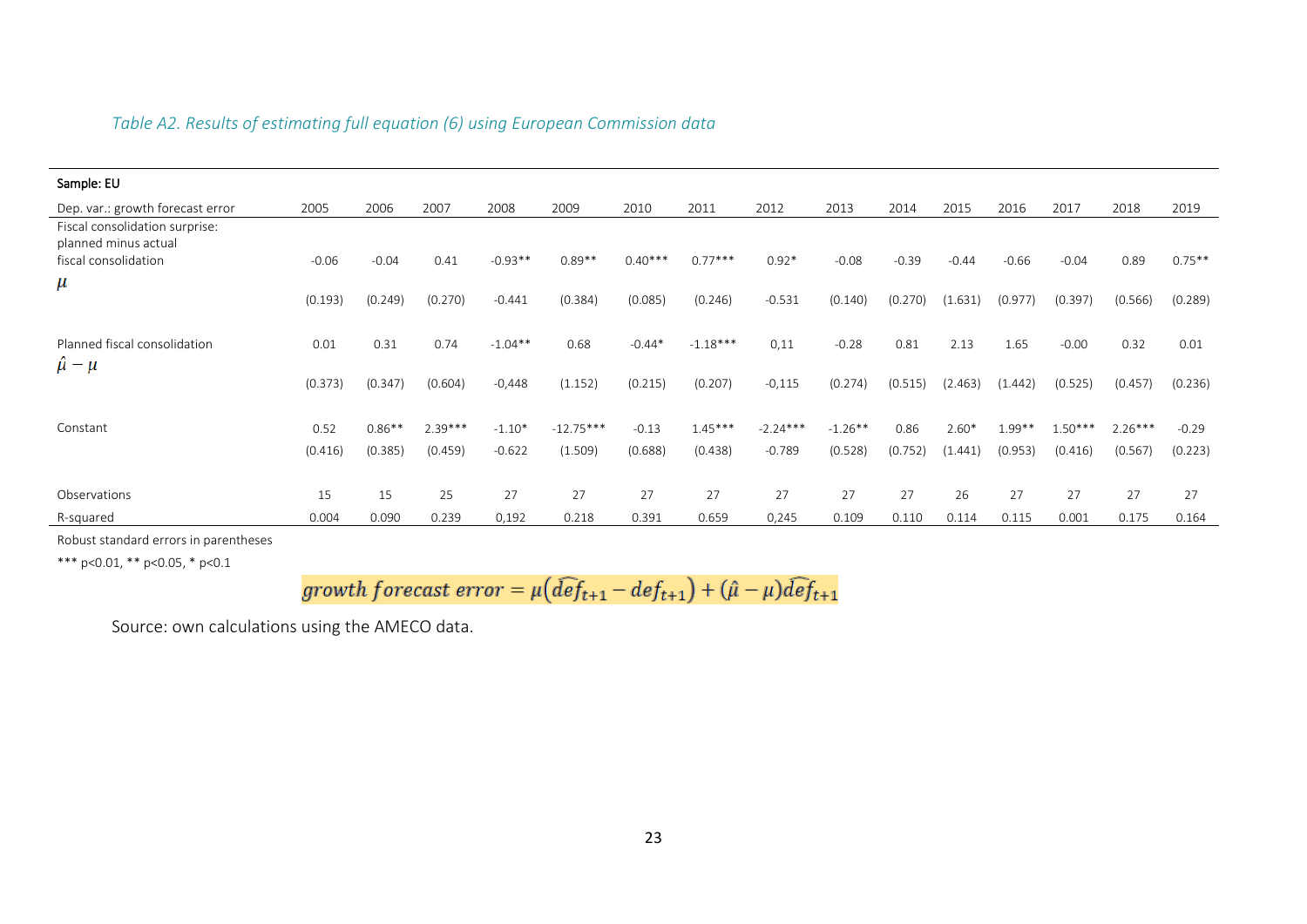*Table A2. Results of estimating full equation (6) using European Commission data*

| Sample: EU | | | | | | | | | | | | | | | |
|---|---|---|---|---|---|---|---|---|---|---|---|---|---|---|---|
| Dep. var.: growth forecast error | 2005 | 2006 | 2007 | 2008 | 2009 | 2010 | 2011 | 2012 | 2013 | 2014 | 2015 | 2016 | 2017 | 2018 | 2019 |
| Fiscal consolidation surprise: planned minus actual fiscal consolidation $\mu$ | -0.06 | -0.04 | 0.41 | -0.93** | 0.89** | 0.40*** | 0.77*** | 0.92* | -0.08 | -0.39 | -0.44 | -0.66 | -0.04 | 0.89 | 0.75** |
| | (0.193) | (0.249) | (0.270) | -0.441 | (0.384) | (0.085) | (0.246) | -0.531 | (0.140) | (0.270) | (1.631) | (0.977) | (0.397) | (0.566) | (0.289) |
| Planned fiscal consolidation $\hat{\mu} - \mu$ | 0.01 | 0.31 | 0.74 | -1.04** | 0.68 | -0.44* | -1.18*** | 0,11 | -0.28 | 0.81 | 2.13 | 1.65 | -0.00 | 0.32 | 0.01 |
| | (0.373) | (0.347) | (0.604) | -0,448 | (1.152) | (0.215) | (0.207) | -0,115 | (0.274) | (0.515) | (2.463) | (1.442) | (0.525) | (0.457) | (0.236) |
| Constant | 0.52 | 0.86** | 2.39*** | -1.10* | -12.75*** | -0.13 | 1.45*** | -2.24*** | -1.26** | 0.86 | 2.60* | 1.99** | 1.50*** | 2.26*** | -0.29 |
| | (0.416) | (0.385) | (0.459) | -0.622 | (1.509) | (0.688) | (0.438) | -0.789 | (0.528) | (0.752) | (1.441) | (0.953) | (0.416) | (0.567) | (0.223) |
| Observations | 15 | 15 | 25 | 27 | 27 | 27 | 27 | 27 | 27 | 27 | 26 | 27 | 27 | 27 | 27 |
| R-squared | 0.004 | 0.090 | 0.239 | 0,192 | 0.218 | 0.391 | 0.659 | 0,245 | 0.109 | 0.110 | 0.114 | 0.115 | 0.001 | 0.175 | 0.164 |

Robust standard errors in parentheses

*** p<0.01, ** p<0.05, * p<0.1

$$growth\ forecast\ error = \mu\left(\widehat{def}_{t+1} - def_{t+1}\right) + (\hat{\mu} - \mu)\widehat{def}_{t+1}$$

Source: own calculations using the AMECO data.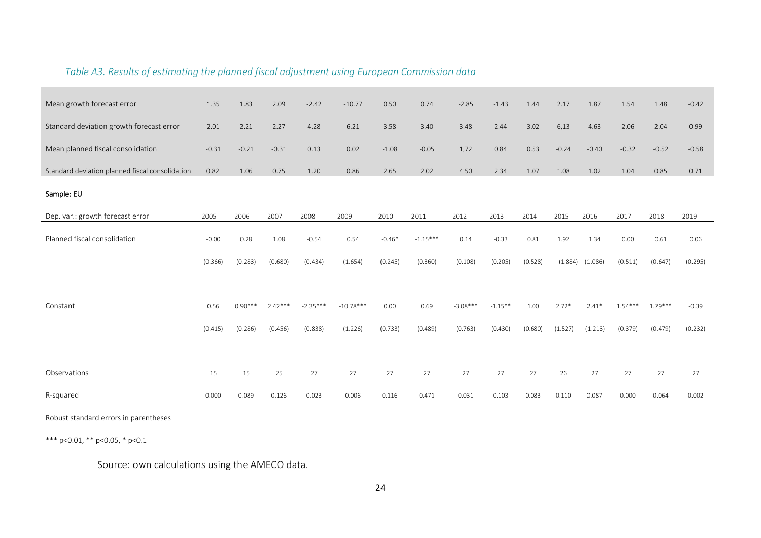*Table A3. Results of estimating the planned fiscal adjustment using European Commission data*

| | | | | | | | | | | | | | | | |
|---|---|---|---|---|---|---|---|---|---|---|---|---|---|---|---|
| Mean growth forecast error | 1.35 | 1.83 | 2.09 | -2.42 | -10.77 | 0.50 | 0.74 | -2.85 | -1.43 | 1.44 | 2.17 | 1.87 | 1.54 | 1.48 | -0.42 |
| Standard deviation growth forecast error | 2.01 | 2.21 | 2.27 | 4.28 | 6.21 | 3.58 | 3.40 | 3.48 | 2.44 | 3.02 | 6,13 | 4.63 | 2.06 | 2.04 | 0.99 |
| Mean planned fiscal consolidation | -0.31 | -0.21 | -0.31 | 0.13 | 0.02 | -1.08 | -0.05 | 1,72 | 0.84 | 0.53 | -0.24 | -0.40 | -0.32 | -0.52 | -0.58 |
| Standard deviation planned fiscal consolidation | 0.82 | 1.06 | 0.75 | 1.20 | 0.86 | 2.65 | 2.02 | 4.50 | 2.34 | 1.07 | 1.08 | 1.02 | 1.04 | 0.85 | 0.71 |

Sample: EU

| Dep. var.: growth forecast error | 2005 | 2006 | 2007 | 2008 | 2009 | 2010 | 2011 | 2012 | 2013 | 2014 | 2015 | 2016 | 2017 | 2018 | 2019 |
|---|---|---|---|---|---|---|---|---|---|---|---|---|---|---|---|
| Planned fiscal consolidation | -0.00 | 0.28 | 1.08 | -0.54 | 0.54 | -0.46* | -1.15*** | 0.14 | -0.33 | 0.81 | 1.92 | 1.34 | 0.00 | 0.61 | 0.06 |
| | (0.366) | (0.283) | (0.680) | (0.434) | (1.654) | (0.245) | (0.360) | (0.108) | (0.205) | (0.528) | (1.884) | (1.086) | (0.511) | (0.647) | (0.295) |
| Constant | 0.56 | 0.90*** | 2.42*** | -2.35*** | -10.78*** | 0.00 | 0.69 | -3.08*** | -1.15** | 1.00 | 2.72* | 2.41* | 1.54*** | 1.79*** | -0.39 |
| | (0.415) | (0.286) | (0.456) | (0.838) | (1.226) | (0.733) | (0.489) | (0.763) | (0.430) | (0.680) | (1.527) | (1.213) | (0.379) | (0.479) | (0.232) |
| Observations | 15 | 15 | 25 | 27 | 27 | 27 | 27 | 27 | 27 | 27 | 26 | 27 | 27 | 27 | 27 |
| R-squared | 0.000 | 0.089 | 0.126 | 0.023 | 0.006 | 0.116 | 0.471 | 0.031 | 0.103 | 0.083 | 0.110 | 0.087 | 0.000 | 0.064 | 0.002 |

Robust standard errors in parentheses

*** p<0.01, ** p<0.05, * p<0.1

Source: own calculations using the AMECO data.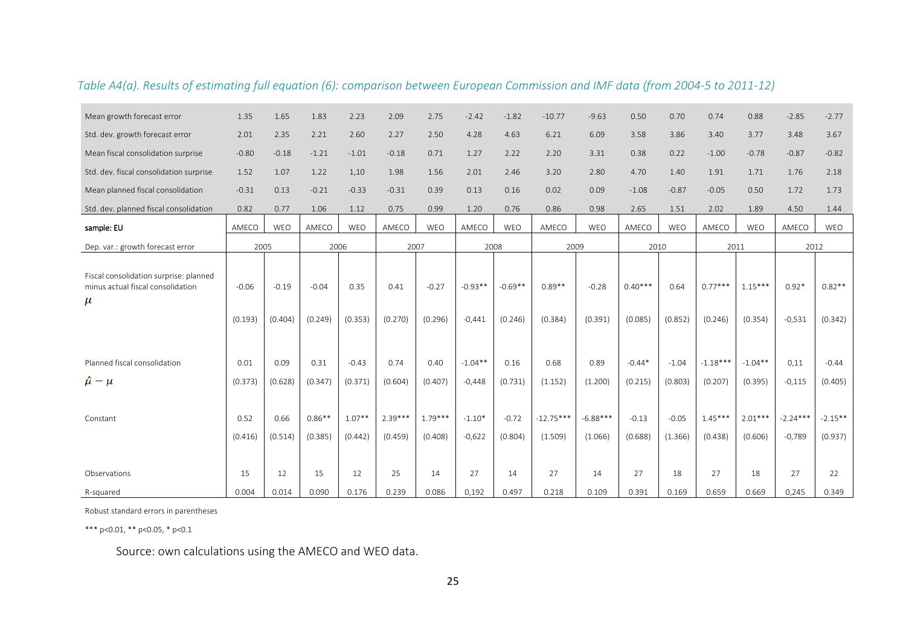*Table A4(a). Results of estimating full equation (6): comparison between European Commission and IMF data (from 2004-5 to 2011-12)*

| | | | | | | | | | | | | | | | | |
|---|---|---|---|---|---|---|---|---|---|---|---|---|---|---|---|---|
| Mean growth forecast error | 1.35 | 1.65 | 1.83 | 2.23 | 2.09 | 2.75 | -2.42 | -1.82 | -10.77 | -9.63 | 0.50 | 0.70 | 0.74 | 0.88 | -2.85 | -2.77 |
| Std. dev. growth forecast error | 2.01 | 2.35 | 2.21 | 2.60 | 2.27 | 2.50 | 4.28 | 4.63 | 6.21 | 6.09 | 3.58 | 3.86 | 3.40 | 3.77 | 3.48 | 3.67 |
| Mean fiscal consolidation surprise | -0.80 | -0.18 | -1.21 | -1.01 | -0.18 | 0.71 | 1.27 | 2.22 | 2.20 | 3.31 | 0.38 | 0.22 | -1.00 | -0.78 | -0.87 | -0.82 |
| Std. dev. fiscal consolidation surprise | 1.52 | 1.07 | 1.22 | 1,10 | 1.98 | 1.56 | 2.01 | 2.46 | 3.20 | 2.80 | 4.70 | 1.40 | 1.91 | 1.71 | 1.76 | 2.18 |
| Mean planned fiscal consolidation | -0.31 | 0.13 | -0.21 | -0.33 | -0.31 | 0.39 | 0.13 | 0.16 | 0.02 | 0.09 | -1.08 | -0.87 | -0.05 | 0.50 | 1.72 | 1.73 |
| Std. dev. planned fiscal consolidation | 0.82 | 0.77 | 1.06 | 1.12 | 0.75 | 0.99 | 1.20 | 0.76 | 0.86 | 0.98 | 2.65 | 1.51 | 2.02 | 1.89 | 4.50 | 1.44 |
| **sample: EU** | AMECO | WEO | AMECO | WEO | AMECO | WEO | AMECO | WEO | AMECO | WEO | AMECO | WEO | AMECO | WEO | AMECO | WEO |
| Dep. var.: growth forecast error | 2005 | | 2006 | | 2007 | | 2008 | | 2009 | | 2010 | | 2011 | | 2012 | |
| Fiscal consolidation surprise: planned minus actual fiscal consolidation $\mu$ | -0.06 | -0.19 | -0.04 | 0.35 | 0.41 | -0.27 | -0.93** | -0.69** | 0.89** | -0.28 | 0.40*** | 0.64 | 0.77*** | 1.15*** | 0.92* | 0.82** |
| | (0.193) | (0.404) | (0.249) | (0.353) | (0.270) | (0.296) | -0,441 | (0.246) | (0.384) | (0.391) | (0.085) | (0.852) | (0.246) | (0.354) | -0,531 | (0.342) |
| Planned fiscal consolidation | 0.01 | 0.09 | 0.31 | -0.43 | 0.74 | 0.40 | -1.04** | 0.16 | 0.68 | 0.89 | -0.44* | -1.04 | -1.18*** | -1.04** | 0,11 | -0.44 |
| $\hat{\mu} - \mu$ | (0.373) | (0.628) | (0.347) | (0.371) | (0.604) | (0.407) | -0,448 | (0.731) | (1.152) | (1.200) | (0.215) | (0.803) | (0.207) | (0.395) | -0,115 | (0.405) |
| Constant | 0.52 | 0.66 | 0.86** | 1.07** | 2.39*** | 1.79*** | -1.10* | -0.72 | -12.75*** | -6.88*** | -0.13 | -0.05 | 1.45*** | 2.01*** | -2.24*** | -2.15** |
| | (0.416) | (0.514) | (0.385) | (0.442) | (0.459) | (0.408) | -0,622 | (0.804) | (1.509) | (1.066) | (0.688) | (1.366) | (0.438) | (0.606) | -0,789 | (0.937) |
| Observations | 15 | 12 | 15 | 12 | 25 | 14 | 27 | 14 | 27 | 14 | 27 | 18 | 27 | 18 | 27 | 22 |
| R-squared | 0.004 | 0.014 | 0.090 | 0.176 | 0.239 | 0.086 | 0,192 | 0.497 | 0.218 | 0.109 | 0.391 | 0.169 | 0.659 | 0.669 | 0,245 | 0.349 |

Robust standard errors in parentheses

*** p<0.01, ** p<0.05, * p<0.1

Source: own calculations using the AMECO and WEO data.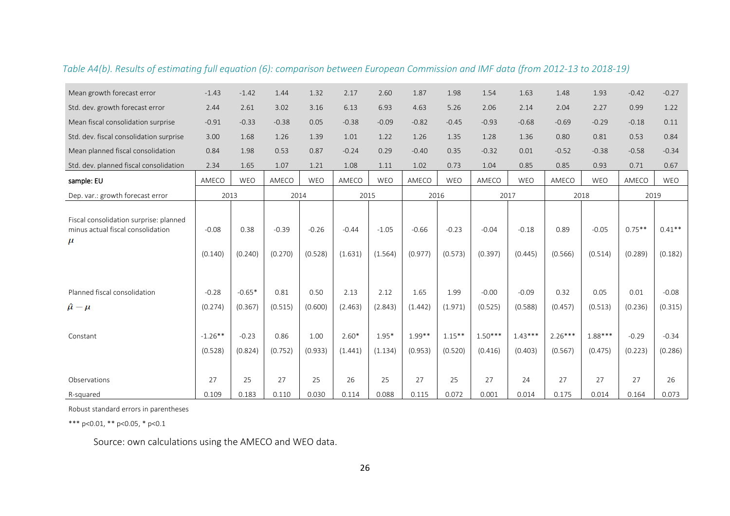*Table A4(b). Results of estimating full equation (6): comparison between European Commission and IMF data (from 2012-13 to 2018-19)*

| | | | | | | | | | | | | | | |
|---|---|---|---|---|---|---|---|---|---|---|---|---|---|---|
| Mean growth forecast error | -1.43 | -1.42 | 1.44 | 1.32 | 2.17 | 2.60 | 1.87 | 1.98 | 1.54 | 1.63 | 1.48 | 1.93 | -0.42 | -0.27 |
| Std. dev. growth forecast error | 2.44 | 2.61 | 3.02 | 3.16 | 6.13 | 6.93 | 4.63 | 5.26 | 2.06 | 2.14 | 2.04 | 2.27 | 0.99 | 1.22 |
| Mean fiscal consolidation surprise | -0.91 | -0.33 | -0.38 | 0.05 | -0.38 | -0.09 | -0.82 | -0.45 | -0.93 | -0.68 | -0.69 | -0.29 | -0.18 | 0.11 |
| Std. dev. fiscal consolidation surprise | 3.00 | 1.68 | 1.26 | 1.39 | 1.01 | 1.22 | 1.26 | 1.35 | 1.28 | 1.36 | 0.80 | 0.81 | 0.53 | 0.84 |
| Mean planned fiscal consolidation | 0.84 | 1.98 | 0.53 | 0.87 | -0.24 | 0.29 | -0.40 | 0.35 | -0.32 | 0.01 | -0.52 | -0.38 | -0.58 | -0.34 |
| Std. dev. planned fiscal consolidation | 2.34 | 1.65 | 1.07 | 1.21 | 1.08 | 1.11 | 1.02 | 0.73 | 1.04 | 0.85 | 0.85 | 0.93 | 0.71 | 0.67 |
| **sample: EU** | AMECO | WEO | AMECO | WEO | AMECO | WEO | AMECO | WEO | AMECO | WEO | AMECO | WEO | AMECO | WEO |
| Dep. var.: growth forecast error | 2013 | | 2014 | | 2015 | | 2016 | | 2017 | | 2018 | | 2019 | |
| Fiscal consolidation surprise: planned minus actual fiscal consolidation $\mu$ | -0.08 | 0.38 | -0.39 | -0.26 | -0.44 | -1.05 | -0.66 | -0.23 | -0.04 | -0.18 | 0.89 | -0.05 | 0.75** | 0.41** |
| | (0.140) | (0.240) | (0.270) | (0.528) | (1.631) | (1.564) | (0.977) | (0.573) | (0.397) | (0.445) | (0.566) | (0.514) | (0.289) | (0.182) |
| Planned fiscal consolidation | -0.28 | -0.65* | 0.81 | 0.50 | 2.13 | 2.12 | 1.65 | 1.99 | -0.00 | -0.09 | 0.32 | 0.05 | 0.01 | -0.08 |
| $\hat{\mu} - \mu$ | (0.274) | (0.367) | (0.515) | (0.600) | (2.463) | (2.843) | (1.442) | (1.971) | (0.525) | (0.588) | (0.457) | (0.513) | (0.236) | (0.315) |
| Constant | -1.26** | -0.23 | 0.86 | 1.00 | 2.60* | 1.95* | 1.99** | 1.15** | 1.50*** | 1.43*** | 2.26*** | 1.88*** | -0.29 | -0.34 |
| | (0.528) | (0.824) | (0.752) | (0.933) | (1.441) | (1.134) | (0.953) | (0.520) | (0.416) | (0.403) | (0.567) | (0.475) | (0.223) | (0.286) |
| Observations | 27 | 25 | 27 | 25 | 26 | 25 | 27 | 25 | 27 | 24 | 27 | 27 | 27 | 26 |
| R-squared | 0.109 | 0.183 | 0.110 | 0.030 | 0.114 | 0.088 | 0.115 | 0.072 | 0.001 | 0.014 | 0.175 | 0.014 | 0.164 | 0.073 |

Robust standard errors in parentheses

*** p<0.01, ** p<0.05, * p<0.1

Source: own calculations using the AMECO and WEO data.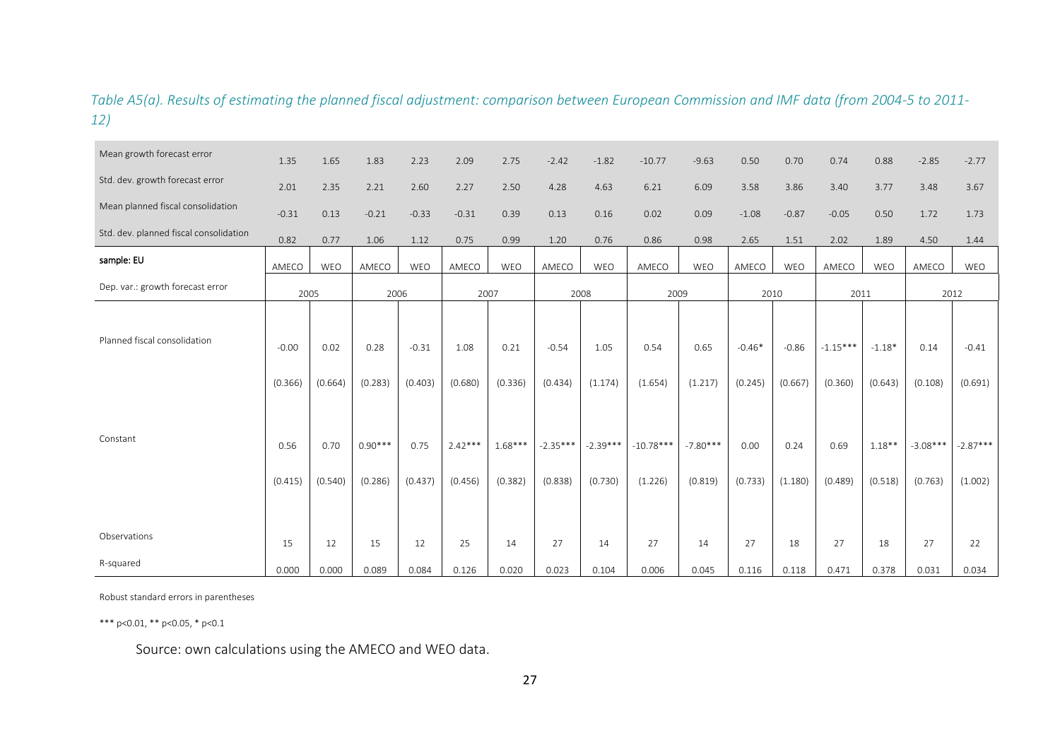*Table A5(a). Results of estimating the planned fiscal adjustment: comparison between European Commission and IMF data (from 2004-5 to 2011-12)*

| | | | | | | | | | | | | | | | | |
|---|---|---|---|---|---|---|---|---|---|---|---|---|---|---|---|---|
| Mean growth forecast error | 1.35 | 1.65 | 1.83 | 2.23 | 2.09 | 2.75 | -2.42 | -1.82 | -10.77 | -9.63 | 0.50 | 0.70 | 0.74 | 0.88 | -2.85 | -2.77 |
| Std. dev. growth forecast error | 2.01 | 2.35 | 2.21 | 2.60 | 2.27 | 2.50 | 4.28 | 4.63 | 6.21 | 6.09 | 3.58 | 3.86 | 3.40 | 3.77 | 3.48 | 3.67 |
| Mean planned fiscal consolidation | -0.31 | 0.13 | -0.21 | -0.33 | -0.31 | 0.39 | 0.13 | 0.16 | 0.02 | 0.09 | -1.08 | -0.87 | -0.05 | 0.50 | 1.72 | 1.73 |
| Std. dev. planned fiscal consolidation | 0.82 | 0.77 | 1.06 | 1.12 | 0.75 | 0.99 | 1.20 | 0.76 | 0.86 | 0.98 | 2.65 | 1.51 | 2.02 | 1.89 | 4.50 | 1.44 |
| sample: EU | AMECO | WEO | AMECO | WEO | AMECO | WEO | AMECO | WEO | AMECO | WEO | AMECO | WEO | AMECO | WEO | AMECO | WEO |
| Dep. var.: growth forecast error | 2005 | | 2006 | | 2007 | | 2008 | | 2009 | | 2010 | | 2011 | | 2012 | |
| Planned fiscal consolidation | -0.00 | 0.02 | 0.28 | -0.31 | 1.08 | 0.21 | -0.54 | 1.05 | 0.54 | 0.65 | -0.46* | -0.86 | -1.15*** | -1.18* | 0.14 | -0.41 |
| | (0.366) | (0.664) | (0.283) | (0.403) | (0.680) | (0.336) | (0.434) | (1.174) | (1.654) | (1.217) | (0.245) | (0.667) | (0.360) | (0.643) | (0.108) | (0.691) |
| Constant | 0.56 | 0.70 | 0.90*** | 0.75 | 2.42*** | 1.68*** | -2.35*** | -2.39*** | -10.78*** | -7.80*** | 0.00 | 0.24 | 0.69 | 1.18** | -3.08*** | -2.87*** |
| | (0.415) | (0.540) | (0.286) | (0.437) | (0.456) | (0.382) | (0.838) | (0.730) | (1.226) | (0.819) | (0.733) | (1.180) | (0.489) | (0.518) | (0.763) | (1.002) |
| Observations | 15 | 12 | 15 | 12 | 25 | 14 | 27 | 14 | 27 | 14 | 27 | 18 | 27 | 18 | 27 | 22 |
| R-squared | 0.000 | 0.000 | 0.089 | 0.084 | 0.126 | 0.020 | 0.023 | 0.104 | 0.006 | 0.045 | 0.116 | 0.118 | 0.471 | 0.378 | 0.031 | 0.034 |

Robust standard errors in parentheses

*** p<0.01, ** p<0.05, * p<0.1

Source: own calculations using the AMECO and WEO data.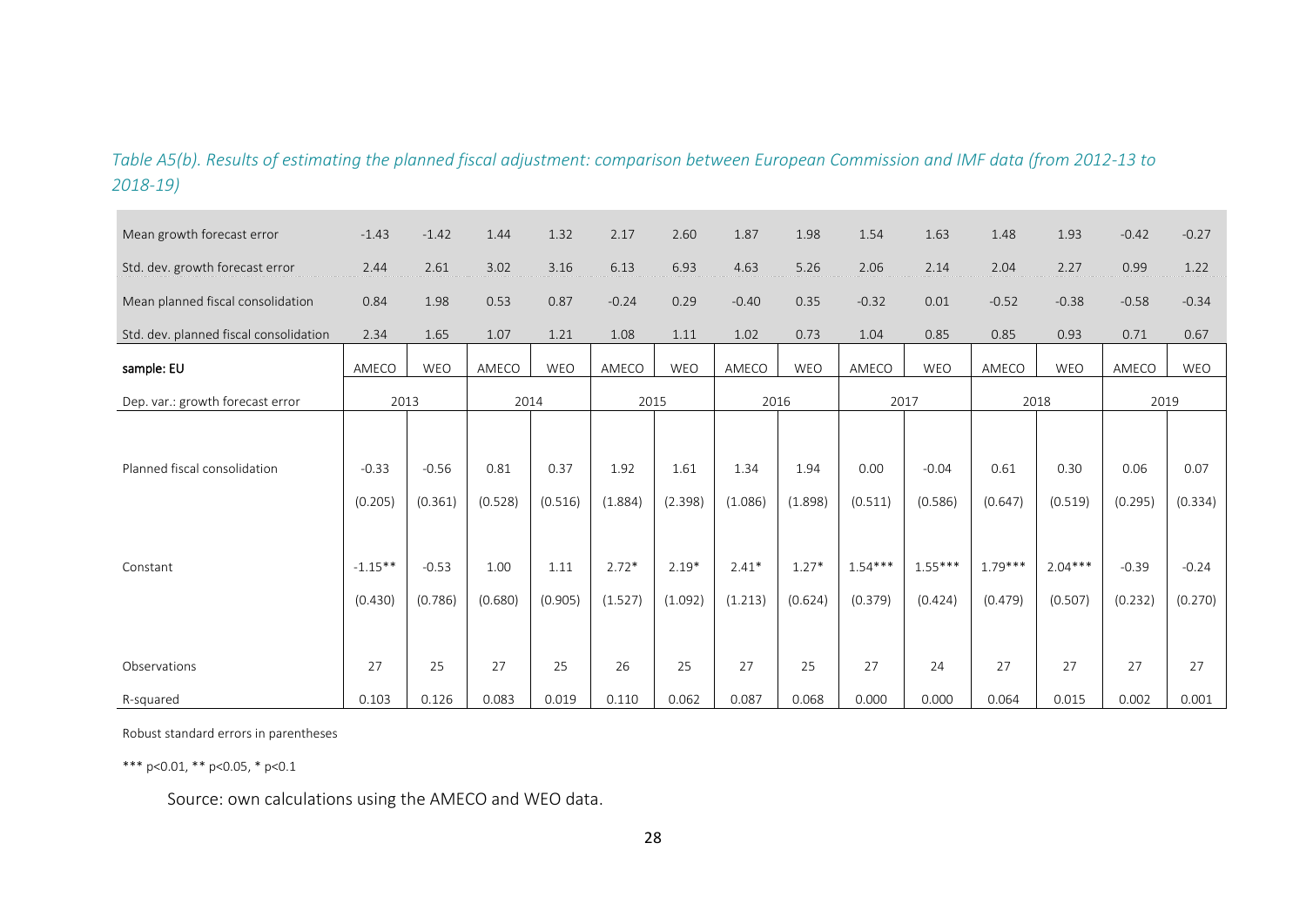*Table A5(b). Results of estimating the planned fiscal adjustment: comparison between European Commission and IMF data (from 2012-13 to 2018-19)*

| | | | | | | | | | | | | | | |
|---|---|---|---|---|---|---|---|---|---|---|---|---|---|---|
| Mean growth forecast error | -1.43 | -1.42 | 1.44 | 1.32 | 2.17 | 2.60 | 1.87 | 1.98 | 1.54 | 1.63 | 1.48 | 1.93 | -0.42 | -0.27 |
| Std. dev. growth forecast error | 2.44 | 2.61 | 3.02 | 3.16 | 6.13 | 6.93 | 4.63 | 5.26 | 2.06 | 2.14 | 2.04 | 2.27 | 0.99 | 1.22 |
| Mean planned fiscal consolidation | 0.84 | 1.98 | 0.53 | 0.87 | -0.24 | 0.29 | -0.40 | 0.35 | -0.32 | 0.01 | -0.52 | -0.38 | -0.58 | -0.34 |
| Std. dev. planned fiscal consolidation | 2.34 | 1.65 | 1.07 | 1.21 | 1.08 | 1.11 | 1.02 | 0.73 | 1.04 | 0.85 | 0.85 | 0.93 | 0.71 | 0.67 |
| **sample: EU** | AMECO | WEO | AMECO | WEO | AMECO | WEO | AMECO | WEO | AMECO | WEO | AMECO | WEO | AMECO | WEO |
| Dep. var.: growth forecast error | 2013 | | 2014 | | 2015 | | 2016 | | 2017 | | 2018 | | 2019 | |
| Planned fiscal consolidation | -0.33 | -0.56 | 0.81 | 0.37 | 1.92 | 1.61 | 1.34 | 1.94 | 0.00 | -0.04 | 0.61 | 0.30 | 0.06 | 0.07 |
| | (0.205) | (0.361) | (0.528) | (0.516) | (1.884) | (2.398) | (1.086) | (1.898) | (0.511) | (0.586) | (0.647) | (0.519) | (0.295) | (0.334) |
| Constant | -1.15** | -0.53 | 1.00 | 1.11 | 2.72* | 2.19* | 2.41* | 1.27* | 1.54*** | 1.55*** | 1.79*** | 2.04*** | -0.39 | -0.24 |
| | (0.430) | (0.786) | (0.680) | (0.905) | (1.527) | (1.092) | (1.213) | (0.624) | (0.379) | (0.424) | (0.479) | (0.507) | (0.232) | (0.270) |
| Observations | 27 | 25 | 27 | 25 | 26 | 25 | 27 | 25 | 27 | 24 | 27 | 27 | 27 | 27 |
| R-squared | 0.103 | 0.126 | 0.083 | 0.019 | 0.110 | 0.062 | 0.087 | 0.068 | 0.000 | 0.000 | 0.064 | 0.015 | 0.002 | 0.001 |

Robust standard errors in parentheses

*** p<0.01, ** p<0.05, * p<0.1

Source: own calculations using the AMECO and WEO data.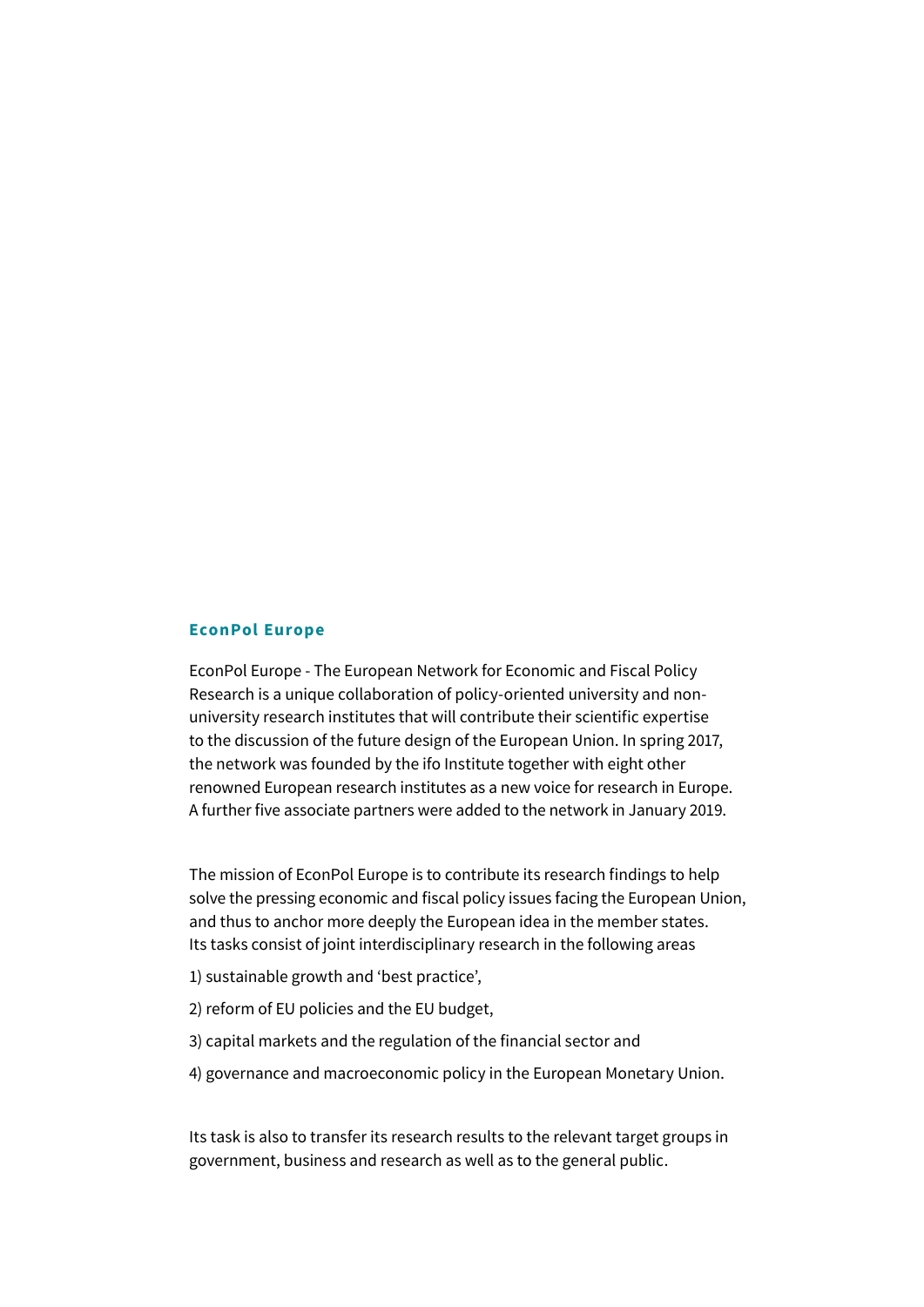## EconPol Europe

EconPol Europe - The European Network for Economic and Fiscal Policy Research is a unique collaboration of policy-oriented university and non-university research institutes that will contribute their scientific expertise to the discussion of the future design of the European Union. In spring 2017, the network was founded by the ifo Institute together with eight other renowned European research institutes as a new voice for research in Europe. A further five associate partners were added to the network in January 2019.

The mission of EconPol Europe is to contribute its research findings to help solve the pressing economic and fiscal policy issues facing the European Union, and thus to anchor more deeply the European idea in the member states. Its tasks consist of joint interdisciplinary research in the following areas

1) sustainable growth and 'best practice',

2) reform of EU policies and the EU budget,

3) capital markets and the regulation of the financial sector and

4) governance and macroeconomic policy in the European Monetary Union.

Its task is also to transfer its research results to the relevant target groups in government, business and research as well as to the general public.